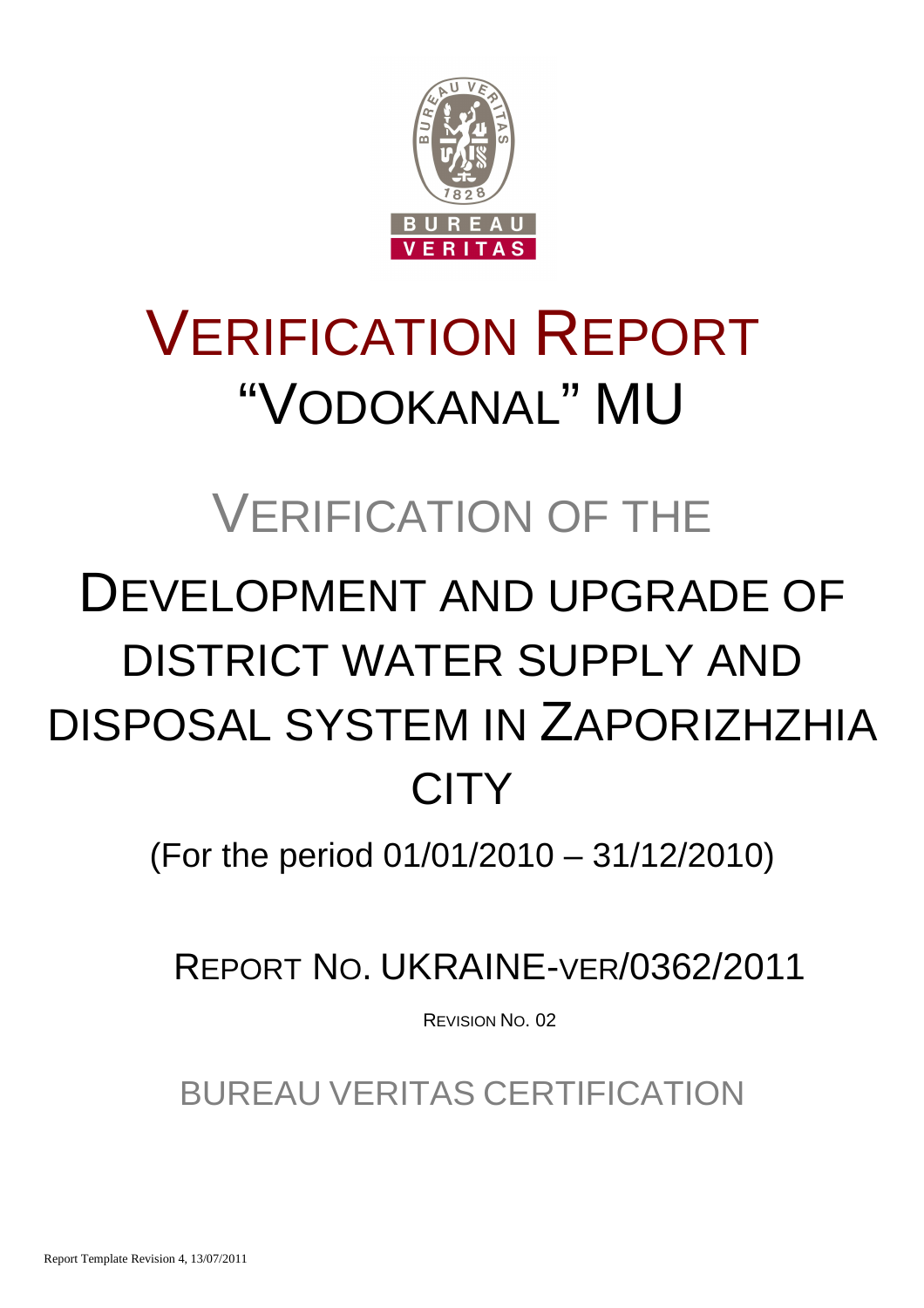# VERIFICATION REPORT "VODOKANAL" MU

## VERIFICATION OF THE

# DEVELOPMENT AND UPGRADE OF DISTRICT WATER SUPPLY AND DISPOSAL SYSTEM IN ZAPORIZHZHIA CITY

(For the period 01/01/2010 – 31/12/2010)

## REPORT NO. UKRAINE-VER/0362/2011

REVISION NO. 02

BUREAU VERITAS CERTIFICATION

Report Template Revision 4, 13/07/2011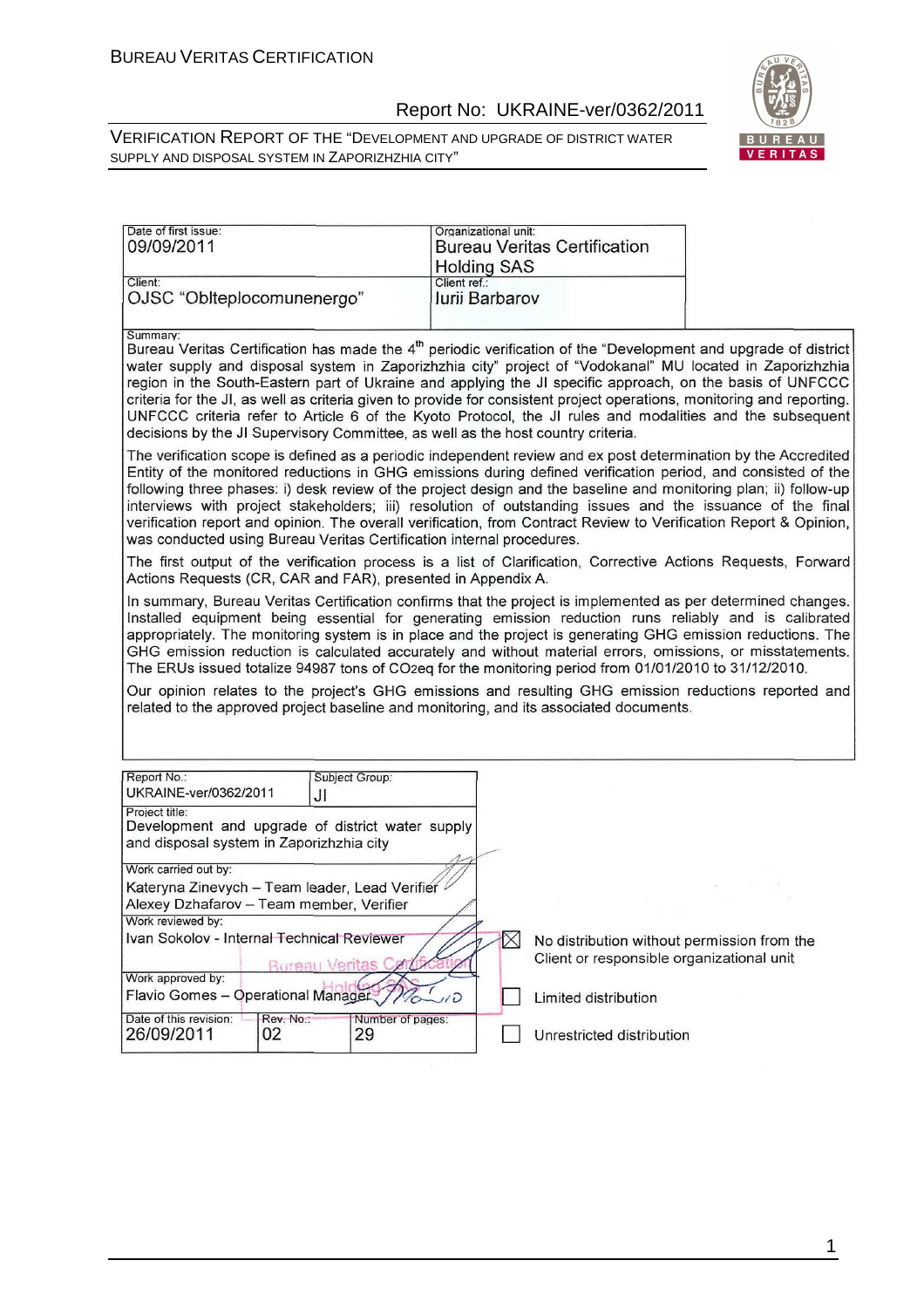| Date of first issue: 09/09/2011 | Organizational unit: Bureau Veritas Certification Holding SAS |
|---|---|
| Client: OJSC "Oblteplocomunenergo" | Client ref.: Iurii Barbarov |

Summary:

Bureau Veritas Certification has made the 4th periodic verification of the "Development and upgrade of district water supply and disposal system in Zaporizhzhia city" project of "Vodokanal" MU located in Zaporizhzhia region in the South-Eastern part of Ukraine and applying the JI specific approach, on the basis of UNFCCC criteria for the JI, as well as criteria given to provide for consistent project operations, monitoring and reporting. UNFCCC criteria refer to Article 6 of the Kyoto Protocol, the JI rules and modalities and the subsequent decisions by the JI Supervisory Committee, as well as the host country criteria.

The verification scope is defined as a periodic independent review and ex post determination by the Accredited Entity of the monitored reductions in GHG emissions during defined verification period, and consisted of the following three phases: i) desk review of the project design and the baseline and monitoring plan; ii) follow-up interviews with project stakeholders; iii) resolution of outstanding issues and the issuance of the final verification report and opinion. The overall verification, from Contract Review to Verification Report & Opinion, was conducted using Bureau Veritas Certification internal procedures.

The first output of the verification process is a list of Clarification, Corrective Actions Requests, Forward Actions Requests (CR, CAR and FAR), presented in Appendix A.

In summary, Bureau Veritas Certification confirms that the project is implemented as per determined changes. Installed equipment being essential for generating emission reduction runs reliably and is calibrated appropriately. The monitoring system is in place and the project is generating GHG emission reductions. The GHG emission reduction is calculated accurately and without material errors, omissions, or misstatements. The ERUs issued totalize 94987 tons of $CO_2eq$ for the monitoring period from 01/01/2010 to 31/12/2010.

Our opinion relates to the project's GHG emissions and resulting GHG emission reductions reported and related to the approved project baseline and monitoring, and its associated documents.

| Report No.: UKRAINE-ver/0362/2011 | | Subject Group: JI |
|---|---|---|
| Project title: Development and upgrade of district water supply and disposal system in Zaporizhzhia city | | |
| Work carried out by: Kateryna Zinevych – Team leader, Lead Verifier; Alexey Dzhafarov – Team member, Verifier | | |
| Work reviewed by: Ivan Sokolov - Internal Technical Reviewer | | |
| Work approved by: Flavio Gomes – Operational Manager | | |
| Date of this revision: 26/09/2011 | Rev. No.: 02 | Number of pages: 29 |

- [x] No distribution without permission from the Client or responsible organizational unit
- [ ] Limited distribution
- [ ] Unrestricted distribution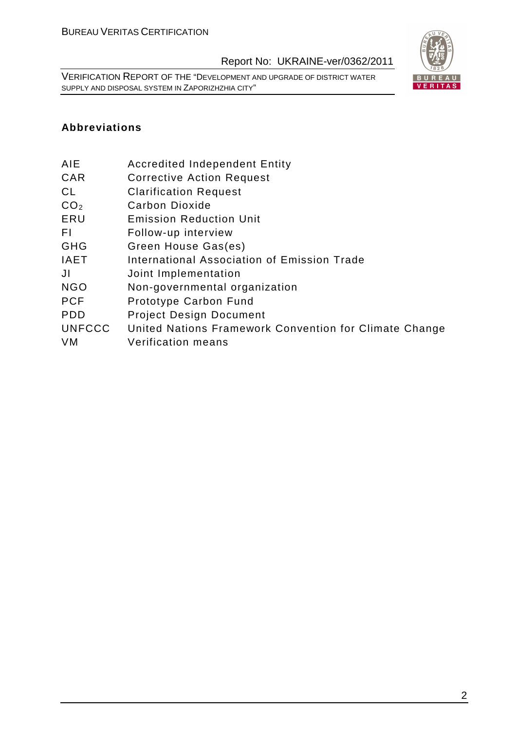## Abbreviations

| | |
|---|---|
| AIE | Accredited Independent Entity |
| CAR | Corrective Action Request |
| CL | Clarification Request |
| $CO_2$ | Carbon Dioxide |
| ERU | Emission Reduction Unit |
| FI | Follow-up interview |
| GHG | Green House Gas(es) |
| IAET | International Association of Emission Trade |
| JI | Joint Implementation |
| NGO | Non-governmental organization |
| PCF | Prototype Carbon Fund |
| PDD | Project Design Document |
| UNFCCC | United Nations Framework Convention for Climate Change |
| VM | Verification means |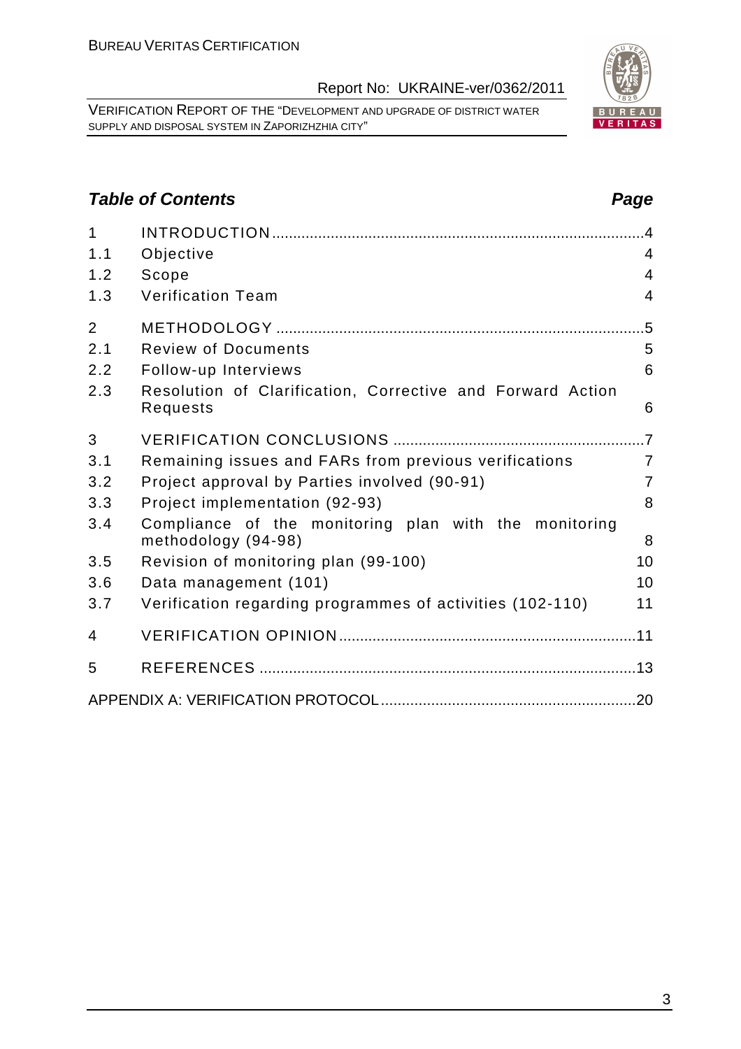## Table of Contents

| | | Page |
|---|---|---|
| 1 | INTRODUCTION | 4 |
| 1.1 | Objective | 4 |
| 1.2 | Scope | 4 |
| 1.3 | Verification Team | 4 |
| 2 | METHODOLOGY | 5 |
| 2.1 | Review of Documents | 5 |
| 2.2 | Follow-up Interviews | 6 |
| 2.3 | Resolution of Clarification, Corrective and Forward Action Requests | 6 |
| 3 | VERIFICATION CONCLUSIONS | 7 |
| 3.1 | Remaining issues and FARs from previous verifications | 7 |
| 3.2 | Project approval by Parties involved (90-91) | 7 |
| 3.3 | Project implementation (92-93) | 8 |
| 3.4 | Compliance of the monitoring plan with the monitoring methodology (94-98) | 8 |
| 3.5 | Revision of monitoring plan (99-100) | 10 |
| 3.6 | Data management (101) | 10 |
| 3.7 | Verification regarding programmes of activities (102-110) | 11 |
| 4 | VERIFICATION OPINION | 11 |
| 5 | REFERENCES | 13 |
| | APPENDIX A: VERIFICATION PROTOCOL | 20 |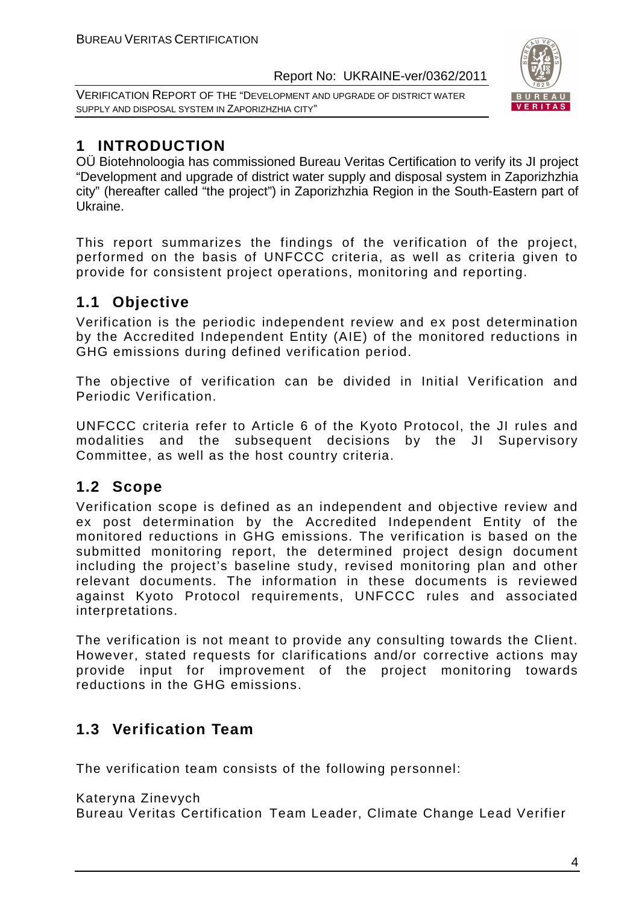# 1 INTRODUCTION

OÜ Biotehnoloogia has commissioned Bureau Veritas Certification to verify its JI project "Development and upgrade of district water supply and disposal system in Zaporizhzhia city" (hereafter called "the project") in Zaporizhzhia Region in the South-Eastern part of Ukraine.

This report summarizes the findings of the verification of the project, performed on the basis of UNFCCC criteria, as well as criteria given to provide for consistent project operations, monitoring and reporting.

## 1.1 Objective

Verification is the periodic independent review and ex post determination by the Accredited Independent Entity (AIE) of the monitored reductions in GHG emissions during defined verification period.

The objective of verification can be divided in Initial Verification and Periodic Verification.

UNFCCC criteria refer to Article 6 of the Kyoto Protocol, the JI rules and modalities and the subsequent decisions by the JI Supervisory Committee, as well as the host country criteria.

## 1.2 Scope

Verification scope is defined as an independent and objective review and ex post determination by the Accredited Independent Entity of the monitored reductions in GHG emissions. The verification is based on the submitted monitoring report, the determined project design document including the project's baseline study, revised monitoring plan and other relevant documents. The information in these documents is reviewed against Kyoto Protocol requirements, UNFCCC rules and associated interpretations.

The verification is not meant to provide any consulting towards the Client. However, stated requests for clarifications and/or corrective actions may provide input for improvement of the project monitoring towards reductions in the GHG emissions.

## 1.3 Verification Team

The verification team consists of the following personnel:

Kateryna Zinevych
Bureau Veritas Certification Team Leader, Climate Change Lead Verifier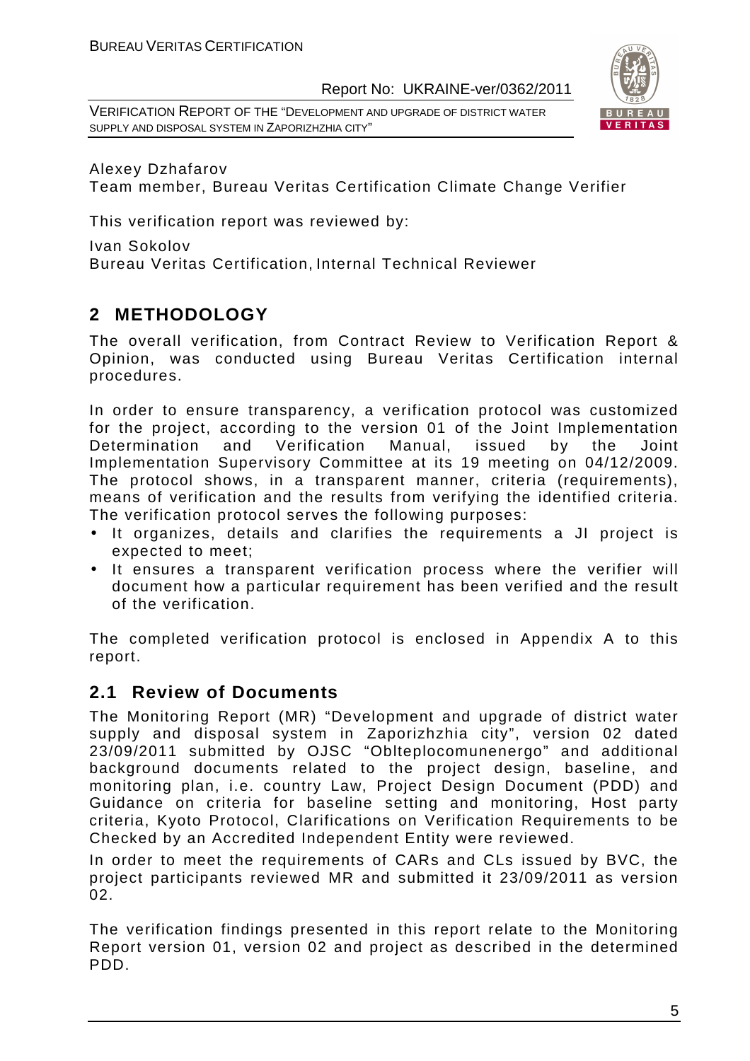Alexey Dzhafarov
Team member, Bureau Veritas Certification Climate Change Verifier

This verification report was reviewed by:

Ivan Sokolov
Bureau Veritas Certification, Internal Technical Reviewer

## 2 METHODOLOGY

The overall verification, from Contract Review to Verification Report & Opinion, was conducted using Bureau Veritas Certification internal procedures.

In order to ensure transparency, a verification protocol was customized for the project, according to the version 01 of the Joint Implementation Determination and Verification Manual, issued by the Joint Implementation Supervisory Committee at its 19 meeting on 04/12/2009. The protocol shows, in a transparent manner, criteria (requirements), means of verification and the results from verifying the identified criteria. The verification protocol serves the following purposes:

- It organizes, details and clarifies the requirements a JI project is expected to meet;
- It ensures a transparent verification process where the verifier will document how a particular requirement has been verified and the result of the verification.

The completed verification protocol is enclosed in Appendix A to this report.

### 2.1 Review of Documents

The Monitoring Report (MR) "Development and upgrade of district water supply and disposal system in Zaporizhzhia city", version 02 dated 23/09/2011 submitted by OJSC "Oblteplocomunenergo" and additional background documents related to the project design, baseline, and monitoring plan, i.e. country Law, Project Design Document (PDD) and Guidance on criteria for baseline setting and monitoring, Host party criteria, Kyoto Protocol, Clarifications on Verification Requirements to be Checked by an Accredited Independent Entity were reviewed.

In order to meet the requirements of CARs and CLs issued by BVC, the project participants reviewed MR and submitted it 23/09/2011 as version 02.

The verification findings presented in this report relate to the Monitoring Report version 01, version 02 and project as described in the determined PDD.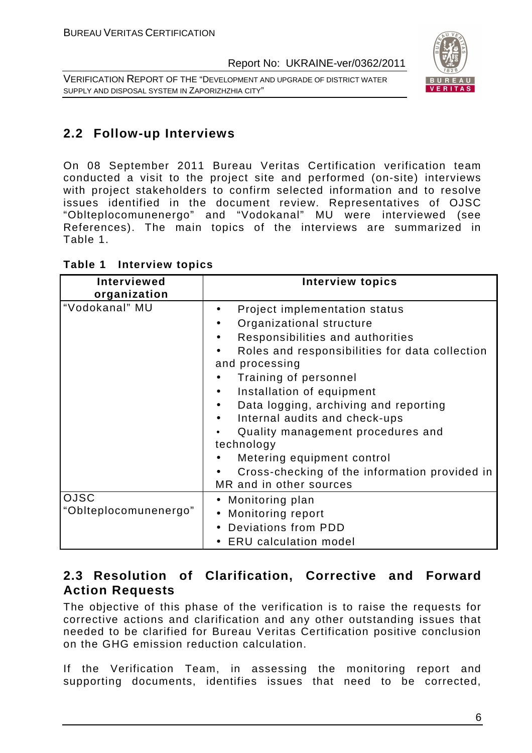## 2.2 Follow-up Interviews

On 08 September 2011 Bureau Veritas Certification verification team conducted a visit to the project site and performed (on-site) interviews with project stakeholders to confirm selected information and to resolve issues identified in the document review. Representatives of OJSC "Oblteplocomunenergo" and "Vodokanal" MU were interviewed (see References). The main topics of the interviews are summarized in Table 1.

**Table 1 Interview topics**

| Interviewed organization | Interview topics |
|---|---|
| "Vodokanal" MU | • Project implementation status<br>• Organizational structure<br>• Responsibilities and authorities<br>• Roles and responsibilities for data collection and processing<br>• Training of personnel<br>• Installation of equipment<br>• Data logging, archiving and reporting<br>• Internal audits and check-ups<br>• Quality management procedures and technology<br>• Metering equipment control<br>• Cross-checking of the information provided in MR and in other sources |
| OJSC "Oblteplocomunenergo" | • Monitoring plan<br>• Monitoring report<br>• Deviations from PDD<br>• ERU calculation model |

## 2.3 Resolution of Clarification, Corrective and Forward Action Requests

The objective of this phase of the verification is to raise the requests for corrective actions and clarification and any other outstanding issues that needed to be clarified for Bureau Veritas Certification positive conclusion on the GHG emission reduction calculation.

If the Verification Team, in assessing the monitoring report and supporting documents, identifies issues that need to be corrected,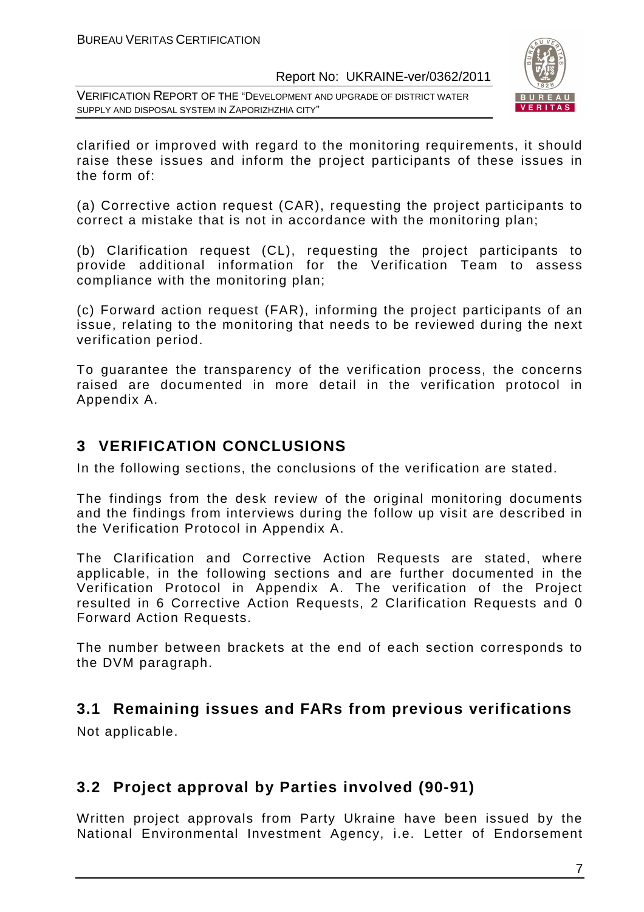clarified or improved with regard to the monitoring requirements, it should raise these issues and inform the project participants of these issues in the form of:

(a) Corrective action request (CAR), requesting the project participants to correct a mistake that is not in accordance with the monitoring plan;

(b) Clarification request (CL), requesting the project participants to provide additional information for the Verification Team to assess compliance with the monitoring plan;

(c) Forward action request (FAR), informing the project participants of an issue, relating to the monitoring that needs to be reviewed during the next verification period.

To guarantee the transparency of the verification process, the concerns raised are documented in more detail in the verification protocol in Appendix A.

# 3 VERIFICATION CONCLUSIONS

In the following sections, the conclusions of the verification are stated.

The findings from the desk review of the original monitoring documents and the findings from interviews during the follow up visit are described in the Verification Protocol in Appendix A.

The Clarification and Corrective Action Requests are stated, where applicable, in the following sections and are further documented in the Verification Protocol in Appendix A. The verification of the Project resulted in 6 Corrective Action Requests, 2 Clarification Requests and 0 Forward Action Requests.

The number between brackets at the end of each section corresponds to the DVM paragraph.

## 3.1 Remaining issues and FARs from previous verifications

Not applicable.

## 3.2 Project approval by Parties involved (90-91)

Written project approvals from Party Ukraine have been issued by the National Environmental Investment Agency, i.e. Letter of Endorsement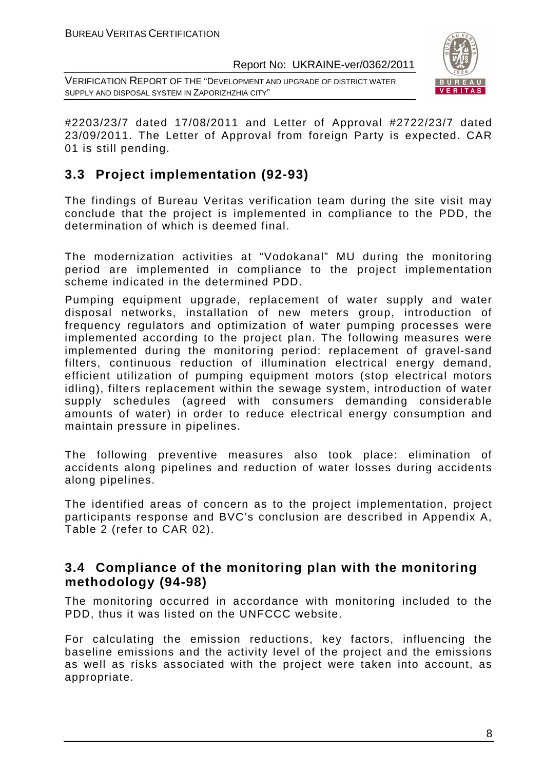#2203/23/7 dated 17/08/2011 and Letter of Approval #2722/23/7 dated 23/09/2011. The Letter of Approval from foreign Party is expected. CAR 01 is still pending.

## 3.3 Project implementation (92-93)

The findings of Bureau Veritas verification team during the site visit may conclude that the project is implemented in compliance to the PDD, the determination of which is deemed final.

The modernization activities at "Vodokanal" MU during the monitoring period are implemented in compliance to the project implementation scheme indicated in the determined PDD.

Pumping equipment upgrade, replacement of water supply and water disposal networks, installation of new meters group, introduction of frequency regulators and optimization of water pumping processes were implemented according to the project plan. The following measures were implemented during the monitoring period: replacement of gravel-sand filters, continuous reduction of illumination electrical energy demand, efficient utilization of pumping equipment motors (stop electrical motors idling), filters replacement within the sewage system, introduction of water supply schedules (agreed with consumers demanding considerable amounts of water) in order to reduce electrical energy consumption and maintain pressure in pipelines.

The following preventive measures also took place: elimination of accidents along pipelines and reduction of water losses during accidents along pipelines.

The identified areas of concern as to the project implementation, project participants response and BVC's conclusion are described in Appendix A, Table 2 (refer to CAR 02).

## 3.4 Compliance of the monitoring plan with the monitoring methodology (94-98)

The monitoring occurred in accordance with monitoring included to the PDD, thus it was listed on the UNFCCC website.

For calculating the emission reductions, key factors, influencing the baseline emissions and the activity level of the project and the emissions as well as risks associated with the project were taken into account, as appropriate.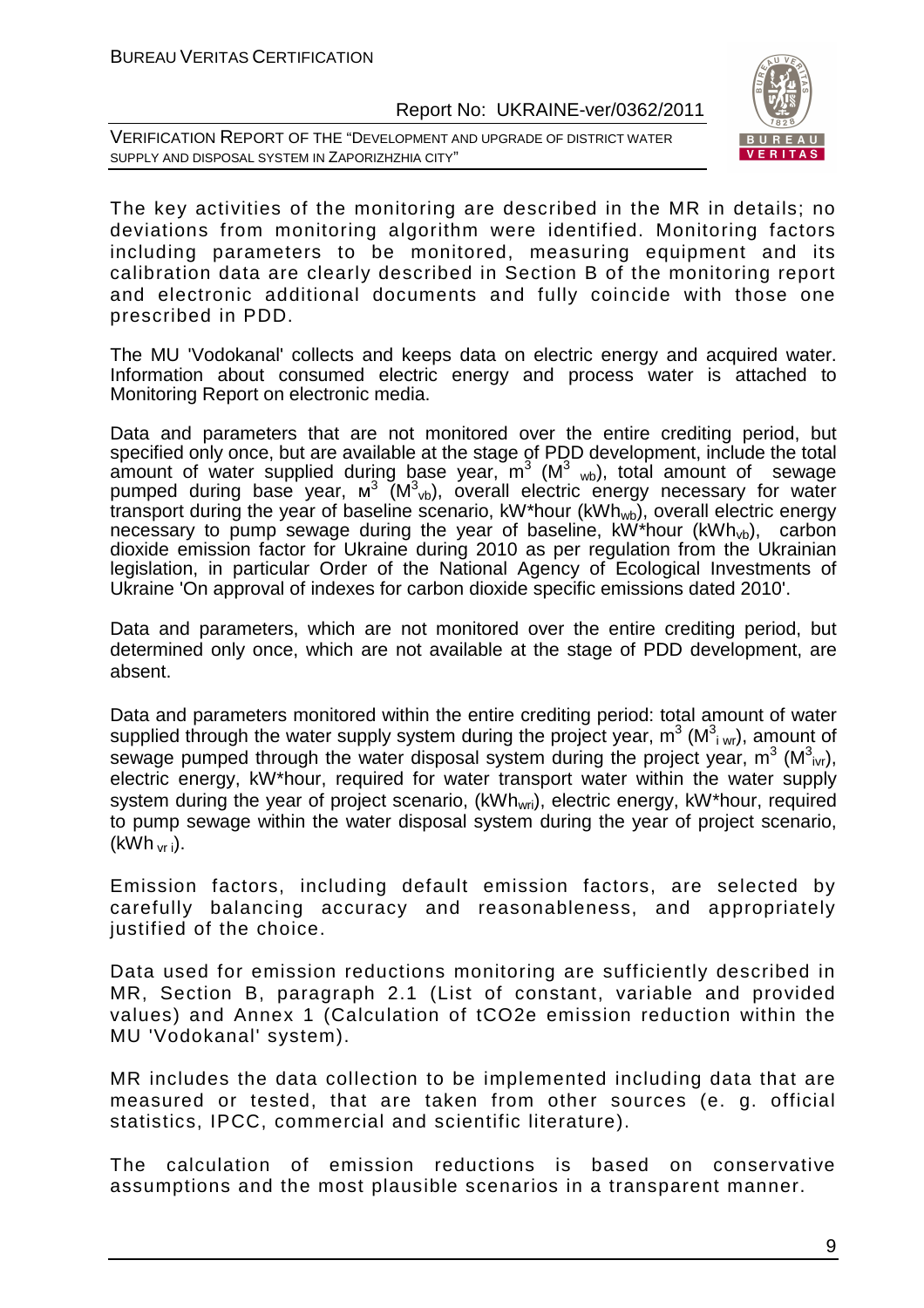The key activities of the monitoring are described in the MR in details; no deviations from monitoring algorithm were identified. Monitoring factors including parameters to be monitored, measuring equipment and its calibration data are clearly described in Section B of the monitoring report and electronic additional documents and fully coincide with those one prescribed in PDD.

The MU 'Vodokanal' collects and keeps data on electric energy and acquired water. Information about consumed electric energy and process water is attached to Monitoring Report on electronic media.

Data and parameters that are not monitored over the entire crediting period, but specified only once, but are available at the stage of PDD development, include the total amount of water supplied during base year, $m^3$ ($M^3_{wb}$), total amount of sewage pumped during base year, $м^3$ ($M^3_{vb}$), overall electric energy necessary for water transport during the year of baseline scenario, kW*hour ($kWh_{wb}$), overall electric energy necessary to pump sewage during the year of baseline, kW*hour ($kWh_{vb}$), carbon dioxide emission factor for Ukraine during 2010 as per regulation from the Ukrainian legislation, in particular Order of the National Agency of Ecological Investments of Ukraine 'On approval of indexes for carbon dioxide specific emissions dated 2010'.

Data and parameters, which are not monitored over the entire crediting period, but determined only once, which are not available at the stage of PDD development, are absent.

Data and parameters monitored within the entire crediting period: total amount of water supplied through the water supply system during the project year, $m^3$ ($M^3_{i\,wr}$), amount of sewage pumped through the water disposal system during the project year, $m^3$ ($M^3_{ivr}$), electric energy, kW*hour, required for water transport water within the water supply system during the year of project scenario, ($kWh_{wri}$), electric energy, kW*hour, required to pump sewage within the water disposal system during the year of project scenario, ($kWh_{vr\,i}$).

Emission factors, including default emission factors, are selected by carefully balancing accuracy and reasonableness, and appropriately justified of the choice.

Data used for emission reductions monitoring are sufficiently described in MR, Section B, paragraph 2.1 (List of constant, variable and provided values) and Annex 1 (Calculation of tCO2e emission reduction within the MU 'Vodokanal' system).

MR includes the data collection to be implemented including data that are measured or tested, that are taken from other sources (e. g. official statistics, IPCC, commercial and scientific literature).

The calculation of emission reductions is based on conservative assumptions and the most plausible scenarios in a transparent manner.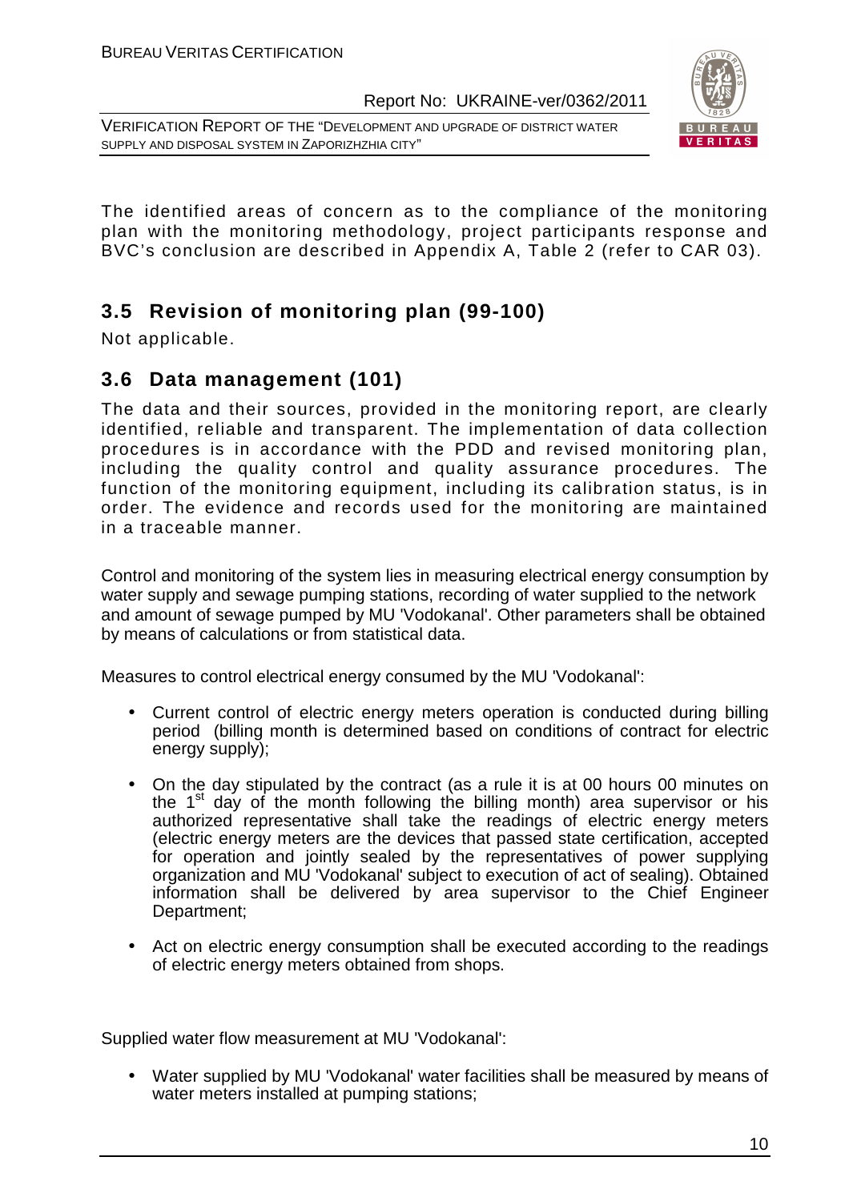The identified areas of concern as to the compliance of the monitoring plan with the monitoring methodology, project participants response and BVC's conclusion are described in Appendix A, Table 2 (refer to CAR 03).

## 3.5 Revision of monitoring plan (99-100)

Not applicable.

## 3.6 Data management (101)

The data and their sources, provided in the monitoring report, are clearly identified, reliable and transparent. The implementation of data collection procedures is in accordance with the PDD and revised monitoring plan, including the quality control and quality assurance procedures. The function of the monitoring equipment, including its calibration status, is in order. The evidence and records used for the monitoring are maintained in a traceable manner.

Control and monitoring of the system lies in measuring electrical energy consumption by water supply and sewage pumping stations, recording of water supplied to the network and amount of sewage pumped by MU 'Vodokanal'. Other parameters shall be obtained by means of calculations or from statistical data.

Measures to control electrical energy consumed by the MU 'Vodokanal':

- Current control of electric energy meters operation is conducted during billing period (billing month is determined based on conditions of contract for electric energy supply);
- On the day stipulated by the contract (as a rule it is at 00 hours 00 minutes on the 1st day of the month following the billing month) area supervisor or his authorized representative shall take the readings of electric energy meters (electric energy meters are the devices that passed state certification, accepted for operation and jointly sealed by the representatives of power supplying organization and MU 'Vodokanal' subject to execution of act of sealing). Obtained information shall be delivered by area supervisor to the Chief Engineer Department;
- Act on electric energy consumption shall be executed according to the readings of electric energy meters obtained from shops.

Supplied water flow measurement at MU 'Vodokanal':

- Water supplied by MU 'Vodokanal' water facilities shall be measured by means of water meters installed at pumping stations;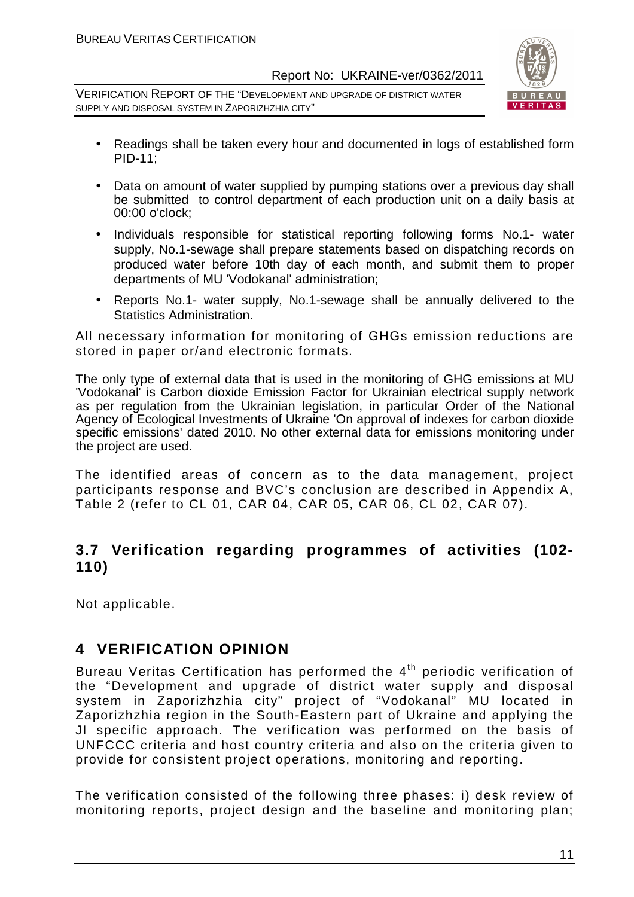- Readings shall be taken every hour and documented in logs of established form PID-11;
- Data on amount of water supplied by pumping stations over a previous day shall be submitted to control department of each production unit on a daily basis at 00:00 o'clock;
- Individuals responsible for statistical reporting following forms No.1- water supply, No.1-sewage shall prepare statements based on dispatching records on produced water before 10th day of each month, and submit them to proper departments of MU 'Vodokanal' administration;
- Reports No.1- water supply, No.1-sewage shall be annually delivered to the Statistics Administration.

All necessary information for monitoring of GHGs emission reductions are stored in paper or/and electronic formats.

The only type of external data that is used in the monitoring of GHG emissions at MU 'Vodokanal' is Carbon dioxide Emission Factor for Ukrainian electrical supply network as per regulation from the Ukrainian legislation, in particular Order of the National Agency of Ecological Investments of Ukraine 'On approval of indexes for carbon dioxide specific emissions' dated 2010. No other external data for emissions monitoring under the project are used.

The identified areas of concern as to the data management, project participants response and BVC's conclusion are described in Appendix A, Table 2 (refer to CL 01, CAR 04, CAR 05, CAR 06, CL 02, CAR 07).

## 3.7 Verification regarding programmes of activities (102-110)

Not applicable.

# 4 VERIFICATION OPINION

Bureau Veritas Certification has performed the 4th periodic verification of the "Development and upgrade of district water supply and disposal system in Zaporizhzhia city" project of "Vodokanal" MU located in Zaporizhzhia region in the South-Eastern part of Ukraine and applying the JI specific approach. The verification was performed on the basis of UNFCCC criteria and host country criteria and also on the criteria given to provide for consistent project operations, monitoring and reporting.

The verification consisted of the following three phases: i) desk review of monitoring reports, project design and the baseline and monitoring plan;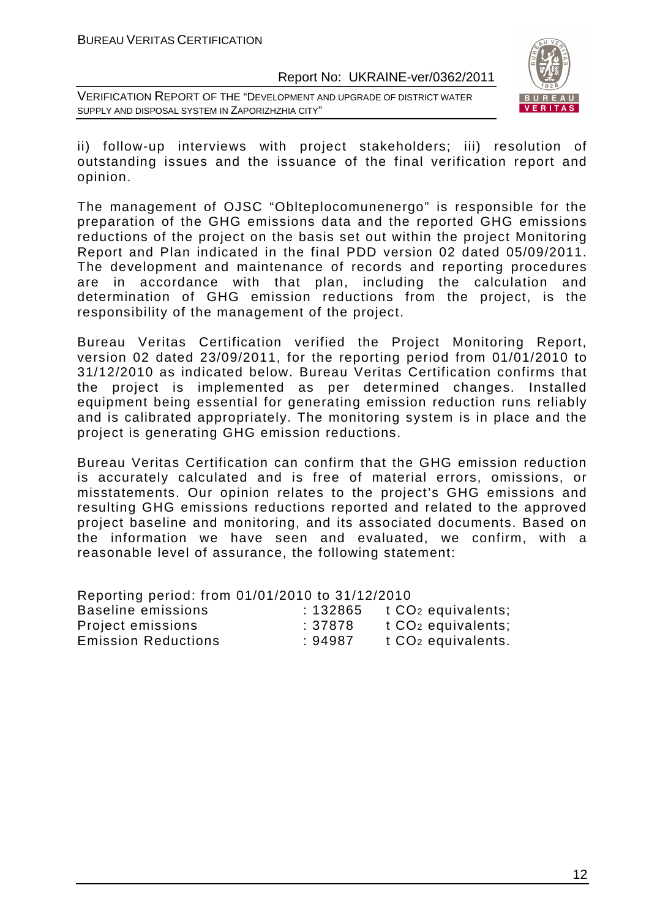ii) follow-up interviews with project stakeholders; iii) resolution of outstanding issues and the issuance of the final verification report and opinion.

The management of OJSC "Oblteplocomunenergo" is responsible for the preparation of the GHG emissions data and the reported GHG emissions reductions of the project on the basis set out within the project Monitoring Report and Plan indicated in the final PDD version 02 dated 05/09/2011. The development and maintenance of records and reporting procedures are in accordance with that plan, including the calculation and determination of GHG emission reductions from the project, is the responsibility of the management of the project.

Bureau Veritas Certification verified the Project Monitoring Report, version 02 dated 23/09/2011, for the reporting period from 01/01/2010 to 31/12/2010 as indicated below. Bureau Veritas Certification confirms that the project is implemented as per determined changes. Installed equipment being essential for generating emission reduction runs reliably and is calibrated appropriately. The monitoring system is in place and the project is generating GHG emission reductions.

Bureau Veritas Certification can confirm that the GHG emission reduction is accurately calculated and is free of material errors, omissions, or misstatements. Our opinion relates to the project's GHG emissions and resulting GHG emissions reductions reported and related to the approved project baseline and monitoring, and its associated documents. Based on the information we have seen and evaluated, we confirm, with a reasonable level of assurance, the following statement:

Reporting period: from 01/01/2010 to 31/12/2010

| | | |
|---|---|---|
| Baseline emissions | : 132865 | t $CO_2$ equivalents; |
| Project emissions | : 37878 | t $CO_2$ equivalents; |
| Emission Reductions | : 94987 | t $CO_2$ equivalents. |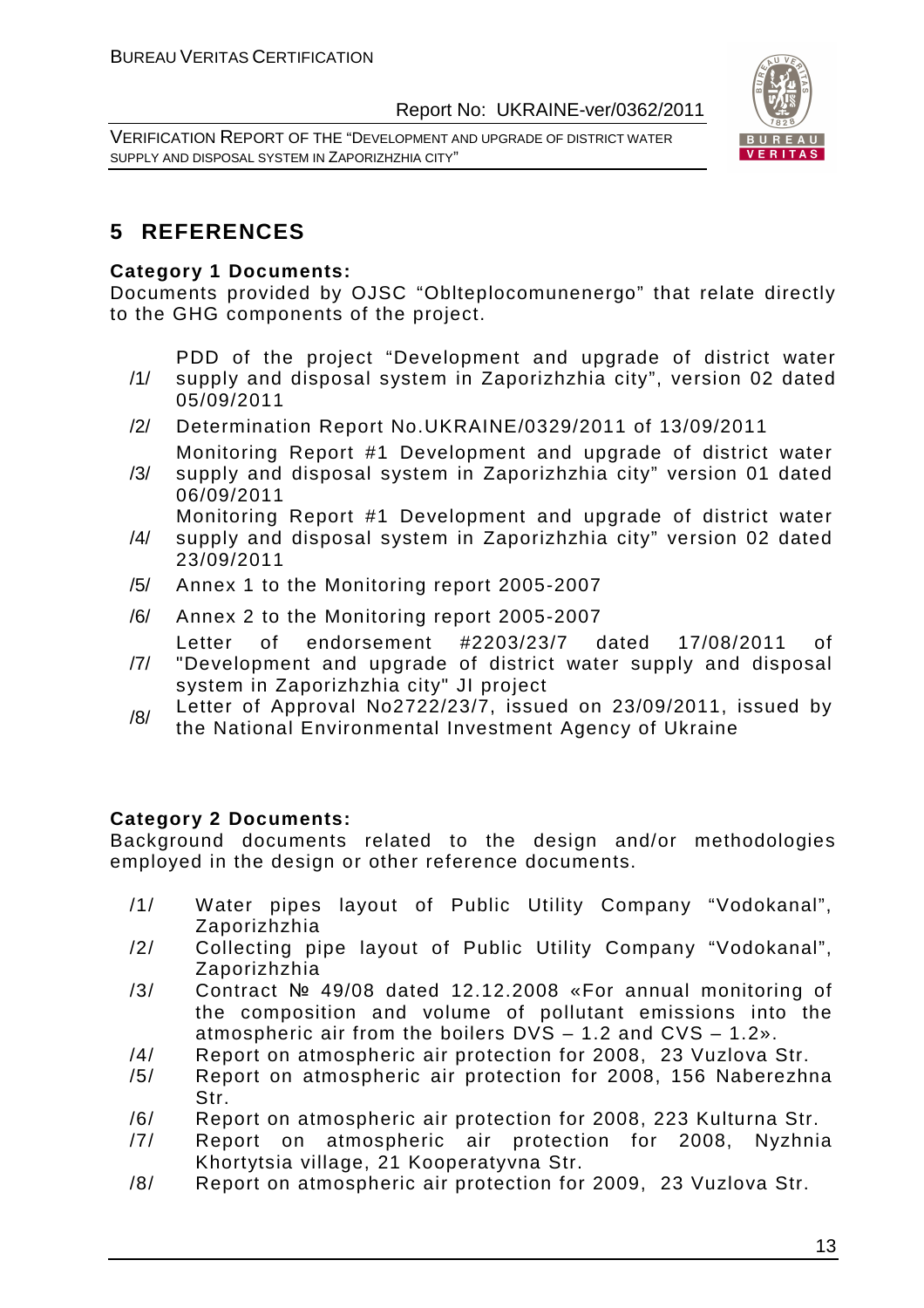# 5 REFERENCES

**Category 1 Documents:**

Documents provided by OJSC "Oblteplocomunenergo" that relate directly to the GHG components of the project.

/1/ PDD of the project "Development and upgrade of district water supply and disposal system in Zaporizhzhia city", version 02 dated 05/09/2011

/2/ Determination Report No.UKRAINE/0329/2011 of 13/09/2011

/3/ Monitoring Report #1 Development and upgrade of district water supply and disposal system in Zaporizhzhia city" version 01 dated 06/09/2011

/4/ Monitoring Report #1 Development and upgrade of district water supply and disposal system in Zaporizhzhia city" version 02 dated 23/09/2011

/5/ Annex 1 to the Monitoring report 2005-2007

/6/ Annex 2 to the Monitoring report 2005-2007

/7/ Letter of endorsement #2203/23/7 dated 17/08/2011 of "Development and upgrade of district water supply and disposal system in Zaporizhzhia city" JI project

/8/ Letter of Approval No2722/23/7, issued on 23/09/2011, issued by the National Environmental Investment Agency of Ukraine

**Category 2 Documents:**

Background documents related to the design and/or methodologies employed in the design or other reference documents.

/1/ Water pipes layout of Public Utility Company "Vodokanal", Zaporizhzhia

/2/ Collecting pipe layout of Public Utility Company "Vodokanal", Zaporizhzhia

/3/ Contract № 49/08 dated 12.12.2008 «For annual monitoring of the composition and volume of pollutant emissions into the atmospheric air from the boilers DVS – 1.2 and CVS – 1.2».

/4/ Report on atmospheric air protection for 2008, 23 Vuzlova Str.

/5/ Report on atmospheric air protection for 2008, 156 Naberezhna Str.

/6/ Report on atmospheric air protection for 2008, 223 Kulturna Str.

/7/ Report on atmospheric air protection for 2008, Nyzhnia Khortytsia village, 21 Kooperatyvna Str.

/8/ Report on atmospheric air protection for 2009, 23 Vuzlova Str.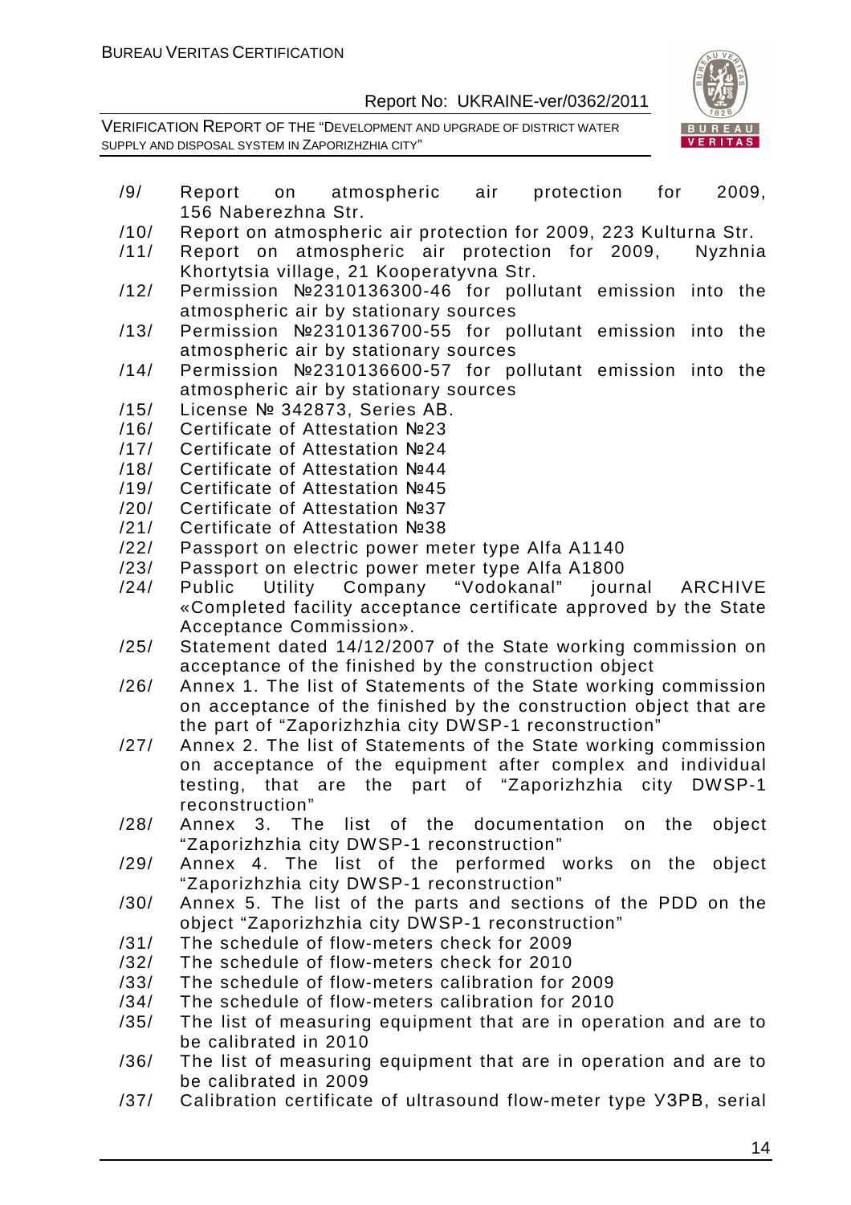/9/ Report on atmospheric air protection for 2009, 156 Naberezhna Str.
/10/ Report on atmospheric air protection for 2009, 223 Kulturna Str.
/11/ Report on atmospheric air protection for 2009, Nyzhnia Khortytsia village, 21 Kooperatyvna Str.
/12/ Permission №2310136300-46 for pollutant emission into the atmospheric air by stationary sources
/13/ Permission №2310136700-55 for pollutant emission into the atmospheric air by stationary sources
/14/ Permission №2310136600-57 for pollutant emission into the atmospheric air by stationary sources
/15/ License № 342873, Series AB.
/16/ Certificate of Attestation №23
/17/ Certificate of Attestation №24
/18/ Certificate of Attestation №44
/19/ Certificate of Attestation №45
/20/ Certificate of Attestation №37
/21/ Certificate of Attestation №38
/22/ Passport on electric power meter type Alfa A1140
/23/ Passport on electric power meter type Alfa A1800
/24/ Public Utility Company "Vodokanal" journal ARCHIVE «Completed facility acceptance certificate approved by the State Acceptance Commission».
/25/ Statement dated 14/12/2007 of the State working commission on acceptance of the finished by the construction object
/26/ Annex 1. The list of Statements of the State working commission on acceptance of the finished by the construction object that are the part of "Zaporizhzhia city DWSP-1 reconstruction"
/27/ Annex 2. The list of Statements of the State working commission on acceptance of the equipment after complex and individual testing, that are the part of "Zaporizhzhia city DWSP-1 reconstruction"
/28/ Annex 3. The list of the documentation on the object "Zaporizhzhia city DWSP-1 reconstruction"
/29/ Annex 4. The list of the performed works on the object "Zaporizhzhia city DWSP-1 reconstruction"
/30/ Annex 5. The list of the parts and sections of the PDD on the object "Zaporizhzhia city DWSP-1 reconstruction"
/31/ The schedule of flow-meters check for 2009
/32/ The schedule of flow-meters check for 2010
/33/ The schedule of flow-meters calibration for 2009
/34/ The schedule of flow-meters calibration for 2010
/35/ The list of measuring equipment that are in operation and are to be calibrated in 2010
/36/ The list of measuring equipment that are in operation and are to be calibrated in 2009
/37/ Calibration certificate of ultrasound flow-meter type УЗРВ, serial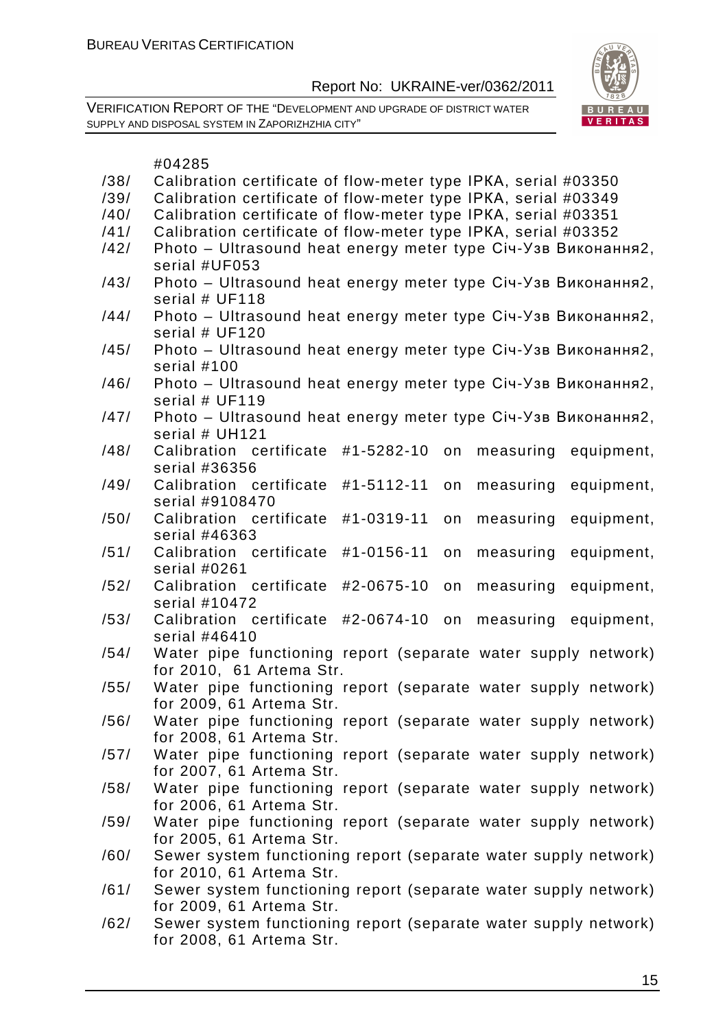#04285

/38/ Calibration certificate of flow-meter type IPKA, serial #03350

/39/ Calibration certificate of flow-meter type IPKA, serial #03349

/40/ Calibration certificate of flow-meter type IPKA, serial #03351

/41/ Calibration certificate of flow-meter type IPKA, serial #03352

/42/ Photo – Ultrasound heat energy meter type Січ-Узв Виконання2, serial #UF053

/43/ Photo – Ultrasound heat energy meter type Січ-Узв Виконання2, serial # UF118

/44/ Photo – Ultrasound heat energy meter type Січ-Узв Виконання2, serial # UF120

/45/ Photo – Ultrasound heat energy meter type Січ-Узв Виконання2, serial #100

/46/ Photo – Ultrasound heat energy meter type Січ-Узв Виконання2, serial # UF119

/47/ Photo – Ultrasound heat energy meter type Січ-Узв Виконання2, serial # UH121

/48/ Calibration certificate #1-5282-10 on measuring equipment, serial #36356

/49/ Calibration certificate #1-5112-11 on measuring equipment, serial #9108470

/50/ Calibration certificate #1-0319-11 on measuring equipment, serial #46363

/51/ Calibration certificate #1-0156-11 on measuring equipment, serial #0261

/52/ Calibration certificate #2-0675-10 on measuring equipment, serial #10472

/53/ Calibration certificate #2-0674-10 on measuring equipment, serial #46410

/54/ Water pipe functioning report (separate water supply network) for 2010, 61 Artema Str.

/55/ Water pipe functioning report (separate water supply network) for 2009, 61 Artema Str.

/56/ Water pipe functioning report (separate water supply network) for 2008, 61 Artema Str.

/57/ Water pipe functioning report (separate water supply network) for 2007, 61 Artema Str.

/58/ Water pipe functioning report (separate water supply network) for 2006, 61 Artema Str.

/59/ Water pipe functioning report (separate water supply network) for 2005, 61 Artema Str.

/60/ Sewer system functioning report (separate water supply network) for 2010, 61 Artema Str.

/61/ Sewer system functioning report (separate water supply network) for 2009, 61 Artema Str.

/62/ Sewer system functioning report (separate water supply network) for 2008, 61 Artema Str.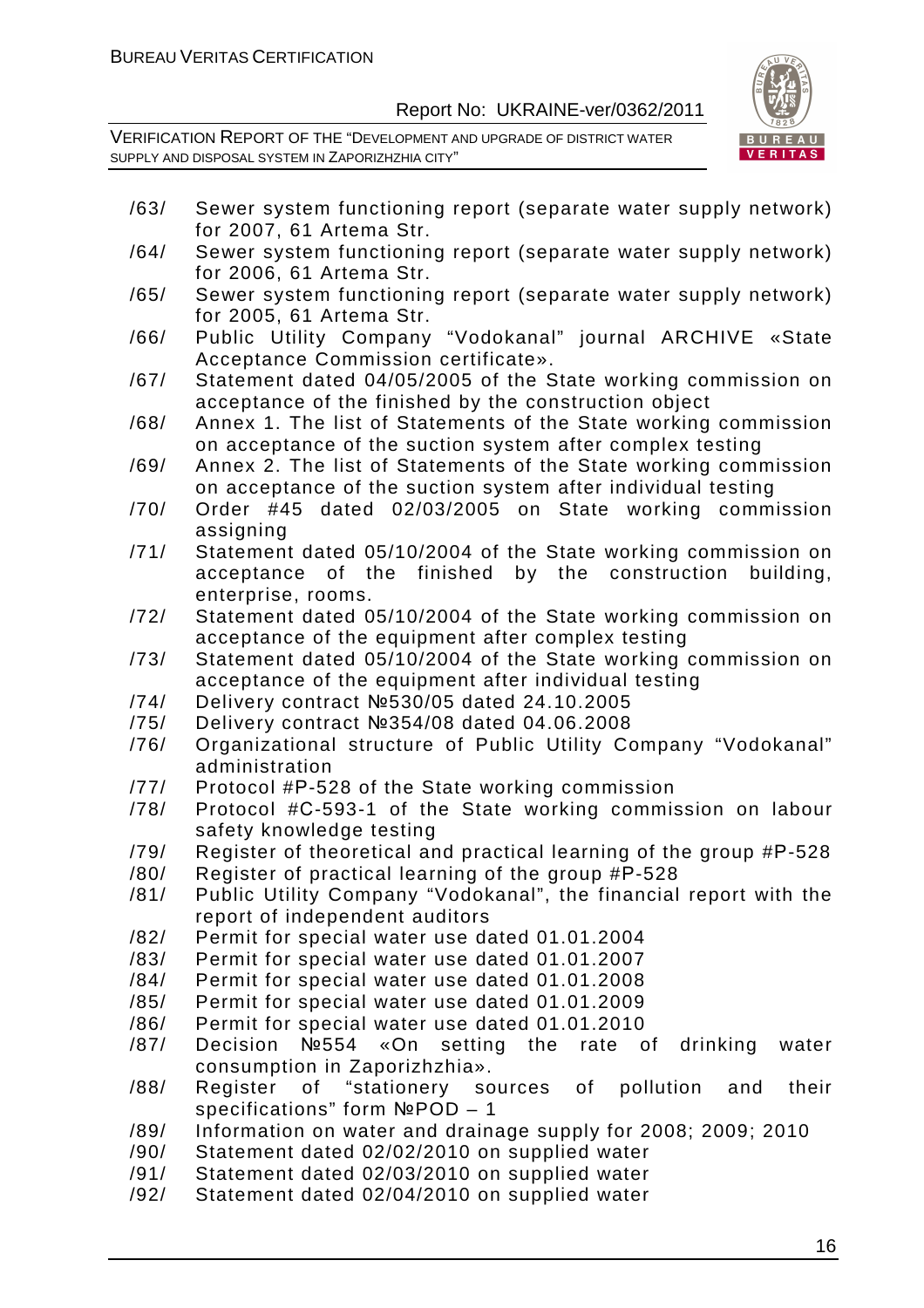/63/ Sewer system functioning report (separate water supply network) for 2007, 61 Artema Str.
/64/ Sewer system functioning report (separate water supply network) for 2006, 61 Artema Str.
/65/ Sewer system functioning report (separate water supply network) for 2005, 61 Artema Str.
/66/ Public Utility Company "Vodokanal" journal ARCHIVE «State Acceptance Commission certificate».
/67/ Statement dated 04/05/2005 of the State working commission on acceptance of the finished by the construction object
/68/ Annex 1. The list of Statements of the State working commission on acceptance of the suction system after complex testing
/69/ Annex 2. The list of Statements of the State working commission on acceptance of the suction system after individual testing
/70/ Order #45 dated 02/03/2005 on State working commission assigning
/71/ Statement dated 05/10/2004 of the State working commission on acceptance of the finished by the construction building, enterprise, rooms.
/72/ Statement dated 05/10/2004 of the State working commission on acceptance of the equipment after complex testing
/73/ Statement dated 05/10/2004 of the State working commission on acceptance of the equipment after individual testing
/74/ Delivery contract №530/05 dated 24.10.2005
/75/ Delivery contract №354/08 dated 04.06.2008
/76/ Organizational structure of Public Utility Company "Vodokanal" administration
/77/ Protocol #P-528 of the State working commission
/78/ Protocol #C-593-1 of the State working commission on labour safety knowledge testing
/79/ Register of theoretical and practical learning of the group #P-528
/80/ Register of practical learning of the group #P-528
/81/ Public Utility Company "Vodokanal", the financial report with the report of independent auditors
/82/ Permit for special water use dated 01.01.2004
/83/ Permit for special water use dated 01.01.2007
/84/ Permit for special water use dated 01.01.2008
/85/ Permit for special water use dated 01.01.2009
/86/ Permit for special water use dated 01.01.2010
/87/ Decision №554 «On setting the rate of drinking water consumption in Zaporizhzhia».
/88/ Register of "stationery sources of pollution and their specifications" form №POD – 1
/89/ Information on water and drainage supply for 2008; 2009; 2010
/90/ Statement dated 02/02/2010 on supplied water
/91/ Statement dated 02/03/2010 on supplied water
/92/ Statement dated 02/04/2010 on supplied water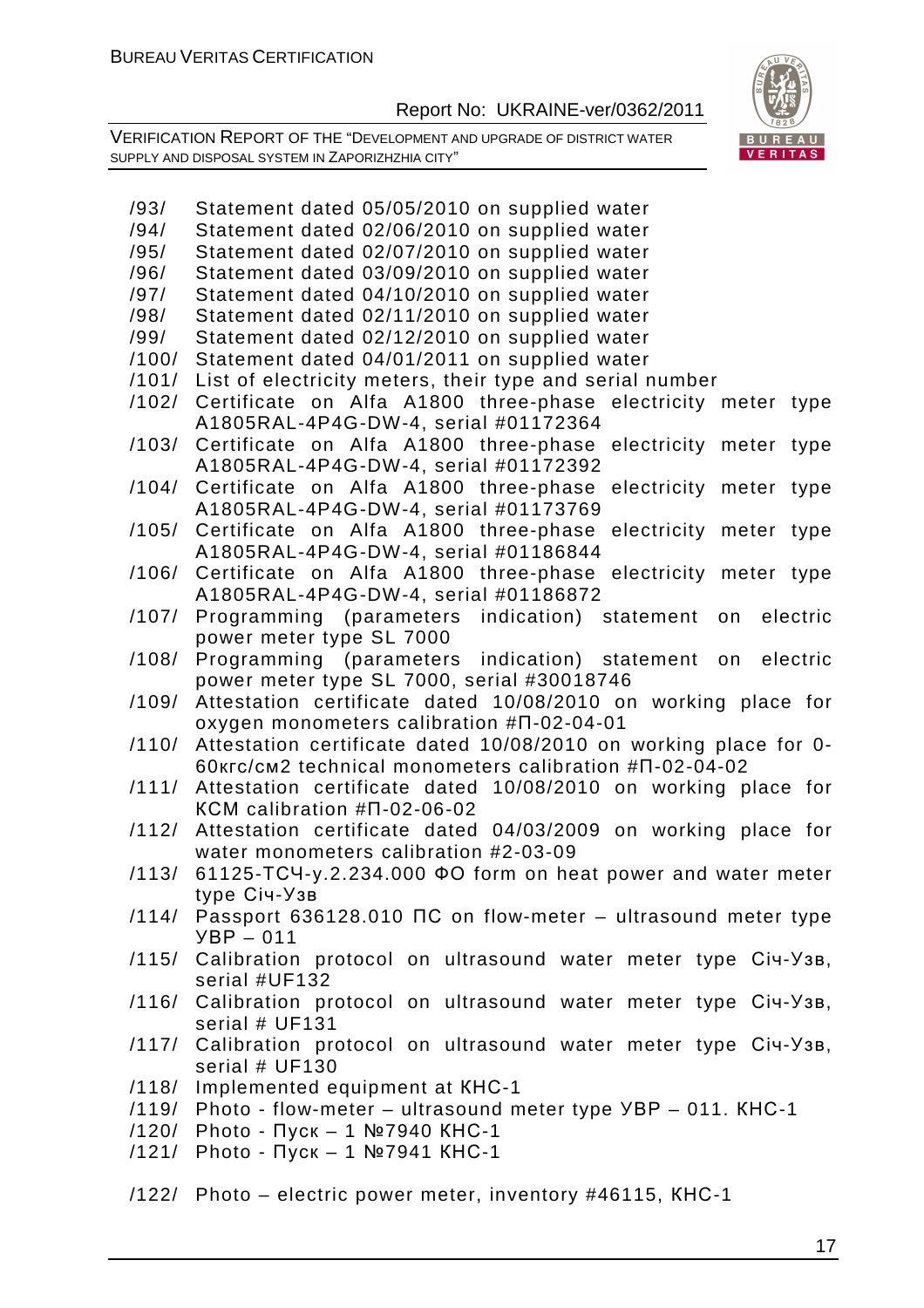/93/ Statement dated 05/05/2010 on supplied water
/94/ Statement dated 02/06/2010 on supplied water
/95/ Statement dated 02/07/2010 on supplied water
/96/ Statement dated 03/09/2010 on supplied water
/97/ Statement dated 04/10/2010 on supplied water
/98/ Statement dated 02/11/2010 on supplied water
/99/ Statement dated 02/12/2010 on supplied water
/100/ Statement dated 04/01/2011 on supplied water
/101/ List of electricity meters, their type and serial number
/102/ Certificate on Alfa A1800 three-phase electricity meter type A1805RAL-4P4G-DW-4, serial #01172364
/103/ Certificate on Alfa A1800 three-phase electricity meter type A1805RAL-4P4G-DW-4, serial #01172392
/104/ Certificate on Alfa A1800 three-phase electricity meter type A1805RAL-4P4G-DW-4, serial #01173769
/105/ Certificate on Alfa A1800 three-phase electricity meter type A1805RAL-4P4G-DW-4, serial #01186844
/106/ Certificate on Alfa A1800 three-phase electricity meter type A1805RAL-4P4G-DW-4, serial #01186872
/107/ Programming (parameters indication) statement on electric power meter type SL 7000
/108/ Programming (parameters indication) statement on electric power meter type SL 7000, serial #30018746
/109/ Attestation certificate dated 10/08/2010 on working place for oxygen monometers calibration #П-02-04-01
/110/ Attestation certificate dated 10/08/2010 on working place for 0-60кгс/см2 technical monometers calibration #П-02-04-02
/111/ Attestation certificate dated 10/08/2010 on working place for КСМ calibration #П-02-06-02
/112/ Attestation certificate dated 04/03/2009 on working place for water monometers calibration #2-03-09
/113/ 61125-ТСЧ-у.2.234.000 ФО form on heat power and water meter type Січ-Узв
/114/ Passport 636128.010 ПС on flow-meter – ultrasound meter type УВР – 011
/115/ Calibration protocol on ultrasound water meter type Січ-Узв, serial #UF132
/116/ Calibration protocol on ultrasound water meter type Січ-Узв, serial # UF131
/117/ Calibration protocol on ultrasound water meter type Січ-Узв, serial # UF130
/118/ Implemented equipment at КНС-1
/119/ Photo - flow-meter – ultrasound meter type УВР – 011. КНС-1
/120/ Photo - Пуск – 1 №7940 КНС-1
/121/ Photo - Пуск – 1 №7941 КНС-1
/122/ Photo – electric power meter, inventory #46115, КНС-1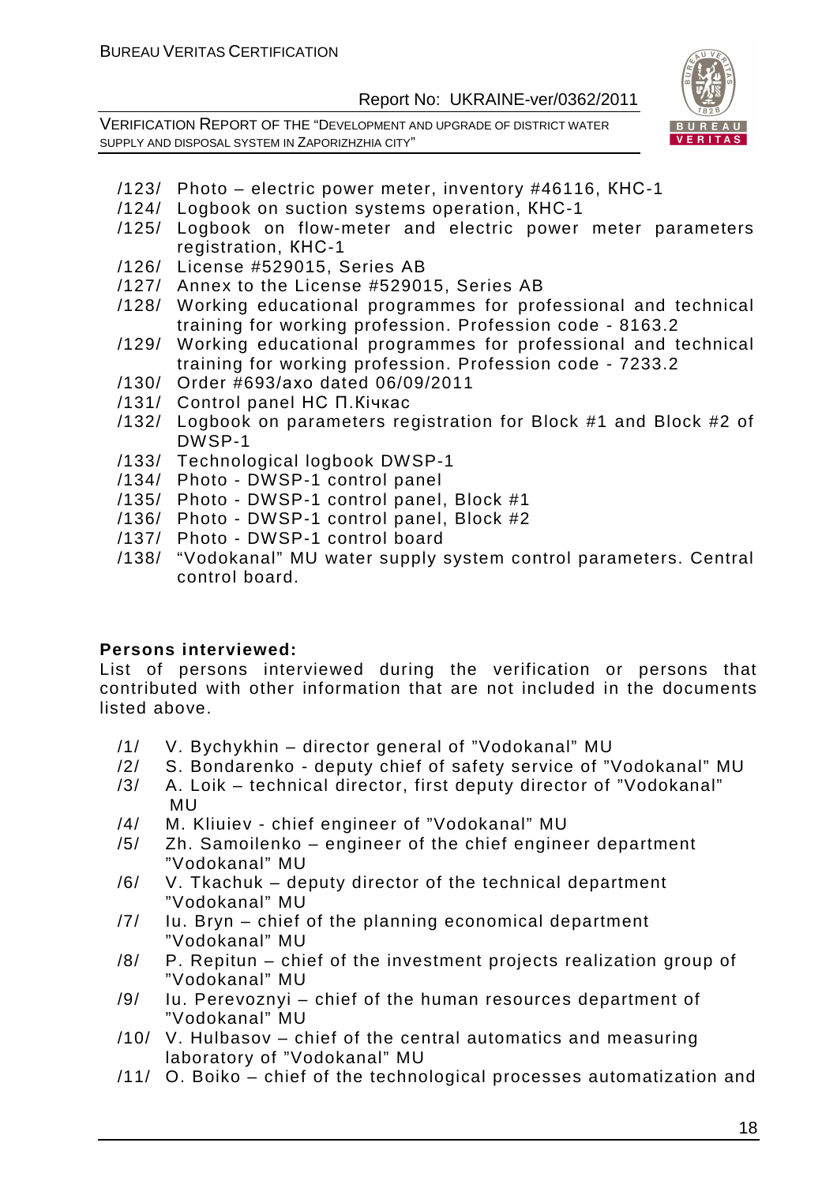/123/ Photo – electric power meter, inventory #46116, КНС-1
/124/ Logbook on suction systems operation, КНС-1
/125/ Logbook on flow-meter and electric power meter parameters registration, КНС-1
/126/ License #529015, Series AB
/127/ Annex to the License #529015, Series AB
/128/ Working educational programmes for professional and technical training for working profession. Profession code - 8163.2
/129/ Working educational programmes for professional and technical training for working profession. Profession code - 7233.2
/130/ Order #693/axo dated 06/09/2011
/131/ Control panel НС П.Кічкас
/132/ Logbook on parameters registration for Block #1 and Block #2 of DWSP-1
/133/ Technological logbook DWSP-1
/134/ Photo - DWSP-1 control panel
/135/ Photo - DWSP-1 control panel, Block #1
/136/ Photo - DWSP-1 control panel, Block #2
/137/ Photo - DWSP-1 control board
/138/ "Vodokanal" MU water supply system control parameters. Central control board.

**Persons interviewed:**

List of persons interviewed during the verification or persons that contributed with other information that are not included in the documents listed above.

/1/ V. Bychykhin – director general of "Vodokanal" MU
/2/ S. Bondarenko - deputy chief of safety service of "Vodokanal" MU
/3/ A. Loik – technical director, first deputy director of "Vodokanal" MU
/4/ M. Kliuiev - chief engineer of "Vodokanal" MU
/5/ Zh. Samoilenko – engineer of the chief engineer department "Vodokanal" MU
/6/ V. Tkachuk – deputy director of the technical department "Vodokanal" MU
/7/ Iu. Bryn – chief of the planning economical department "Vodokanal" MU
/8/ P. Repitun – chief of the investment projects realization group of "Vodokanal" MU
/9/ Iu. Perevoznyi – chief of the human resources department of "Vodokanal" MU
/10/ V. Hulbasov – chief of the central automatics and measuring laboratory of "Vodokanal" MU
/11/ O. Boiko – chief of the technological processes automatization and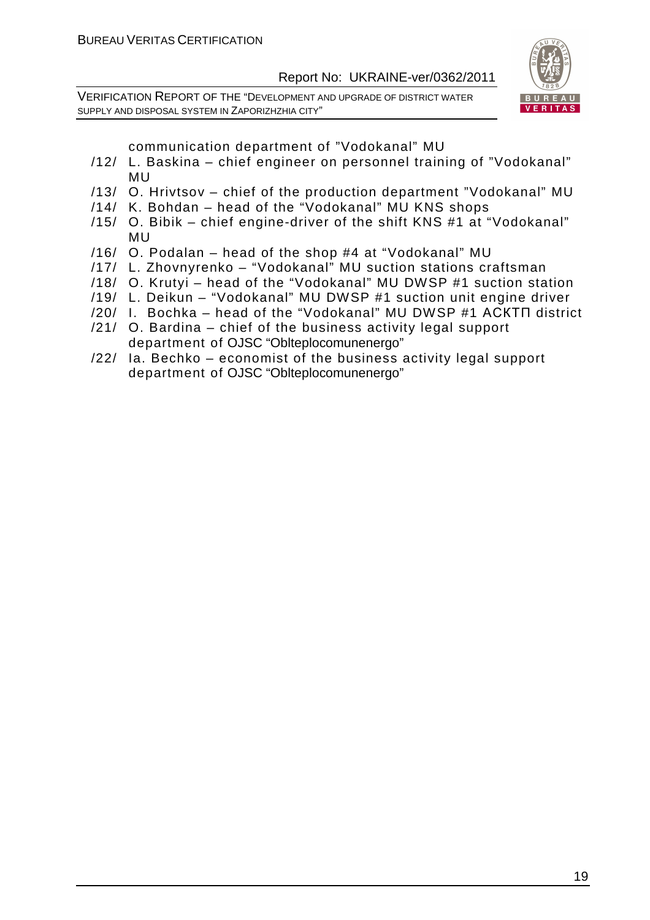communication department of "Vodokanal" MU

/12/ L. Baskina – chief engineer on personnel training of "Vodokanal" MU

/13/ O. Hrivtsov – chief of the production department "Vodokanal" MU

/14/ K. Bohdan – head of the "Vodokanal" MU KNS shops

/15/ O. Bibik – chief engine-driver of the shift KNS #1 at "Vodokanal" MU

/16/ O. Podalan – head of the shop #4 at "Vodokanal" MU

/17/ L. Zhovnyrenko – "Vodokanal" MU suction stations craftsman

/18/ O. Krutyi – head of the "Vodokanal" MU DWSP #1 suction station

/19/ L. Deikun – "Vodokanal" MU DWSP #1 suction unit engine driver

/20/ I. Bochka – head of the "Vodokanal" MU DWSP #1 АСКТП district

/21/ O. Bardina – chief of the business activity legal support department of OJSC "Oblteplocomunenergo"

/22/ Ia. Bechko – economist of the business activity legal support department of OJSC "Oblteplocomunenergo"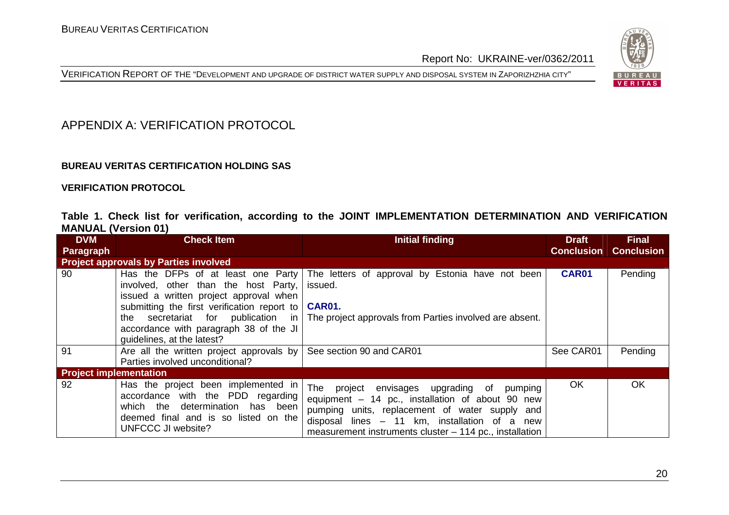# APPENDIX A: VERIFICATION PROTOCOL

**BUREAU VERITAS CERTIFICATION HOLDING SAS**

**VERIFICATION PROTOCOL**

**Table 1. Check list for verification, according to the JOINT IMPLEMENTATION DETERMINATION AND VERIFICATION MANUAL (Version 01)**

| DVM Paragraph | Check Item | Initial finding | Draft Conclusion | Final Conclusion |
|---|---|---|---|---|
| **Project approvals by Parties involved** | | | | |
| 90 | Has the DFPs of at least one Party involved, other than the host Party, issued a written project approval when submitting the first verification report to the secretariat for publication in accordance with paragraph 38 of the JI guidelines, at the latest? | The letters of approval by Estonia have not been issued.<br><br>**CAR01.**<br>The project approvals from Parties involved are absent. | **CAR01** | Pending |
| 91 | Are all the written project approvals by Parties involved unconditional? | See section 90 and CAR01 | See CAR01 | Pending |
| **Project implementation** | | | | |
| 92 | Has the project been implemented in accordance with the PDD regarding which the determination has been deemed final and is so listed on the UNFCCC JI website? | The project envisages upgrading of pumping equipment – 14 pc., installation of about 90 new pumping units, replacement of water supply and disposal lines – 11 km, installation of a new measurement instruments cluster – 114 pc., installation | OK | OK |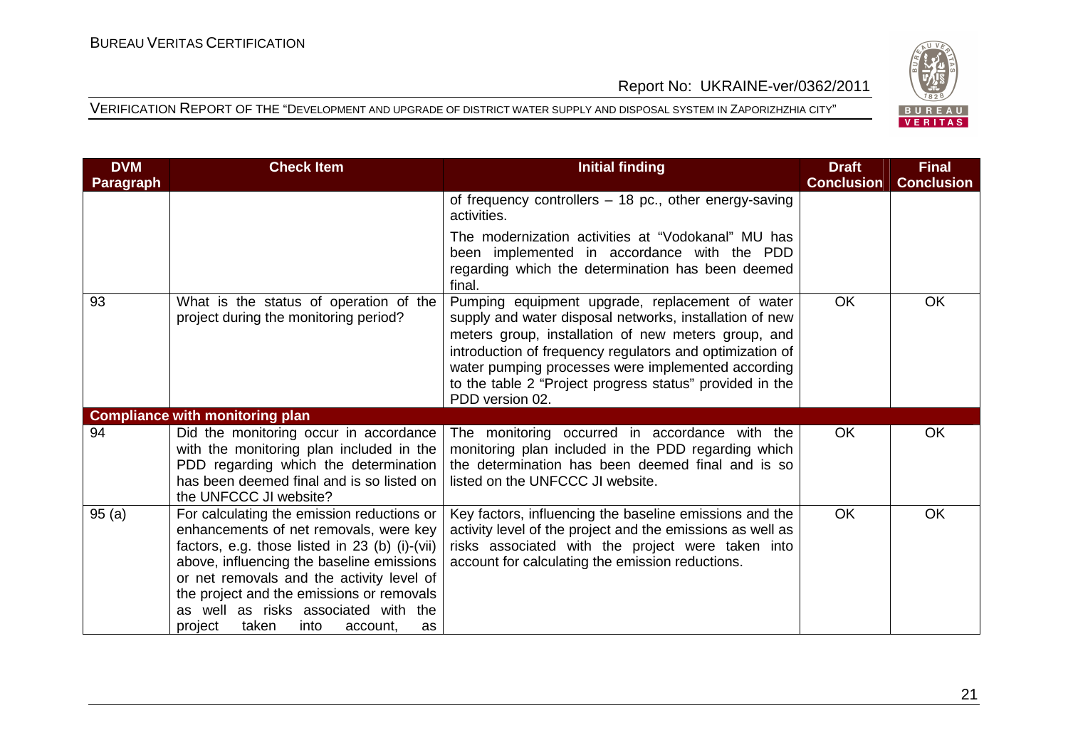| DVM Paragraph | Check Item | Initial finding | Draft Conclusion | Final Conclusion |
|---|---|---|---|---|
| | | of frequency controllers – 18 pc., other energy-saving activities. The modernization activities at "Vodokanal" MU has been implemented in accordance with the PDD regarding which the determination has been deemed final. | | |
| 93 | What is the status of operation of the project during the monitoring period? | Pumping equipment upgrade, replacement of water supply and water disposal networks, installation of new meters group, installation of new meters group, and introduction of frequency regulators and optimization of water pumping processes were implemented according to the table 2 "Project progress status" provided in the PDD version 02. | OK | OK |
| **Compliance with monitoring plan** | | | | |
| 94 | Did the monitoring occur in accordance with the monitoring plan included in the PDD regarding which the determination has been deemed final and is so listed on the UNFCCC JI website? | The monitoring occurred in accordance with the monitoring plan included in the PDD regarding which the determination has been deemed final and is so listed on the UNFCCC JI website. | OK | OK |
| 95 (a) | For calculating the emission reductions or enhancements of net removals, were key factors, e.g. those listed in 23 (b) (i)-(vii) above, influencing the baseline emissions or net removals and the activity level of the project and the emissions or removals as well as risks associated with the project taken into account, as | Key factors, influencing the baseline emissions and the activity level of the project and the emissions as well as risks associated with the project were taken into account for calculating the emission reductions. | OK | OK |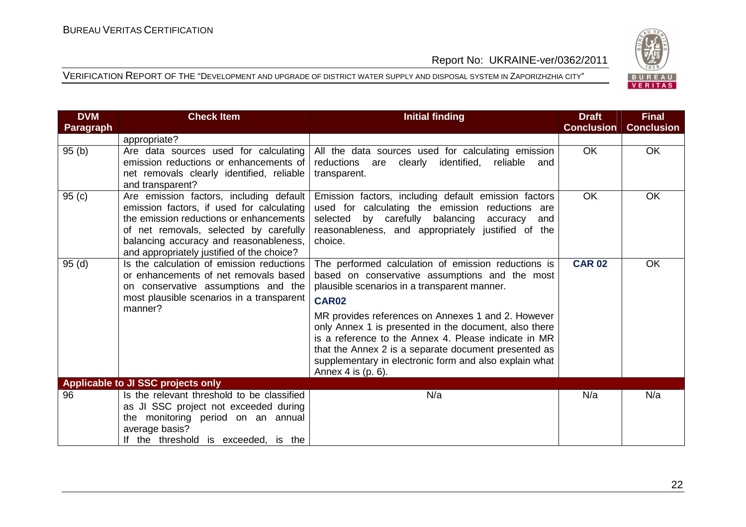| DVM Paragraph | Check Item | Initial finding | Draft Conclusion | Final Conclusion |
|---|---|---|---|---|
| | appropriate? | | | |
| 95 (b) | Are data sources used for calculating emission reductions or enhancements of net removals clearly identified, reliable and transparent? | All the data sources used for calculating emission reductions are clearly identified, reliable and transparent. | OK | OK |
| 95 (c) | Are emission factors, including default emission factors, if used for calculating the emission reductions or enhancements of net removals, selected by carefully balancing accuracy and reasonableness, and appropriately justified of the choice? | Emission factors, including default emission factors used for calculating the emission reductions are selected by carefully balancing accuracy and reasonableness, and appropriately justified of the choice. | OK | OK |
| 95 (d) | Is the calculation of emission reductions or enhancements of net removals based on conservative assumptions and the most plausible scenarios in a transparent manner? | The performed calculation of emission reductions is based on conservative assumptions and the most plausible scenarios in a transparent manner.<br>**CAR02**<br>MR provides references on Annexes 1 and 2. However only Annex 1 is presented in the document, also there is a reference to the Annex 4. Please indicate in MR that the Annex 2 is a separate document presented as supplementary in electronic form and also explain what Annex 4 is (p. 6). | **CAR 02** | OK |
| **Applicable to JI SSC projects only** | | | | |
| 96 | Is the relevant threshold to be classified as JI SSC project not exceeded during the monitoring period on an annual average basis?<br>If the threshold is exceeded, is the | N/a | N/a | N/a |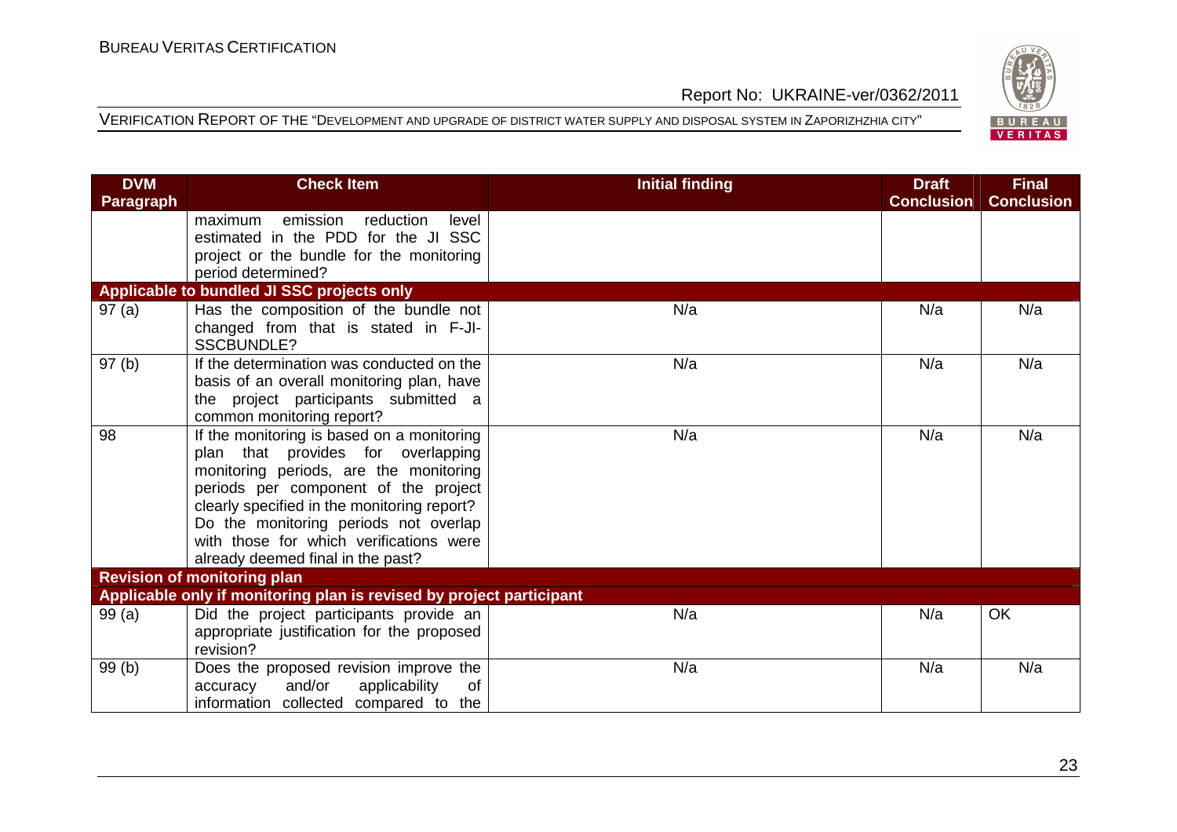| DVM Paragraph | Check Item | Initial finding | Draft Conclusion | Final Conclusion |
|---|---|---|---|---|
| | maximum emission reduction level estimated in the PDD for the JI SSC project or the bundle for the monitoring period determined? | | | |
| **Applicable to bundled JI SSC projects only** | | | | |
| 97 (a) | Has the composition of the bundle not changed from that is stated in F-JI-SSCBUNDLE? | N/a | N/a | N/a |
| 97 (b) | If the determination was conducted on the basis of an overall monitoring plan, have the project participants submitted a common monitoring report? | N/a | N/a | N/a |
| 98 | If the monitoring is based on a monitoring plan that provides for overlapping monitoring periods, are the monitoring periods per component of the project clearly specified in the monitoring report? Do the monitoring periods not overlap with those for which verifications were already deemed final in the past? | N/a | N/a | N/a |
| **Revision of monitoring plan** | | | | |
| **Applicable only if monitoring plan is revised by project participant** | | | | |
| 99 (a) | Did the project participants provide an appropriate justification for the proposed revision? | N/a | N/a | OK |
| 99 (b) | Does the proposed revision improve the accuracy and/or applicability of information collected compared to the | N/a | N/a | N/a |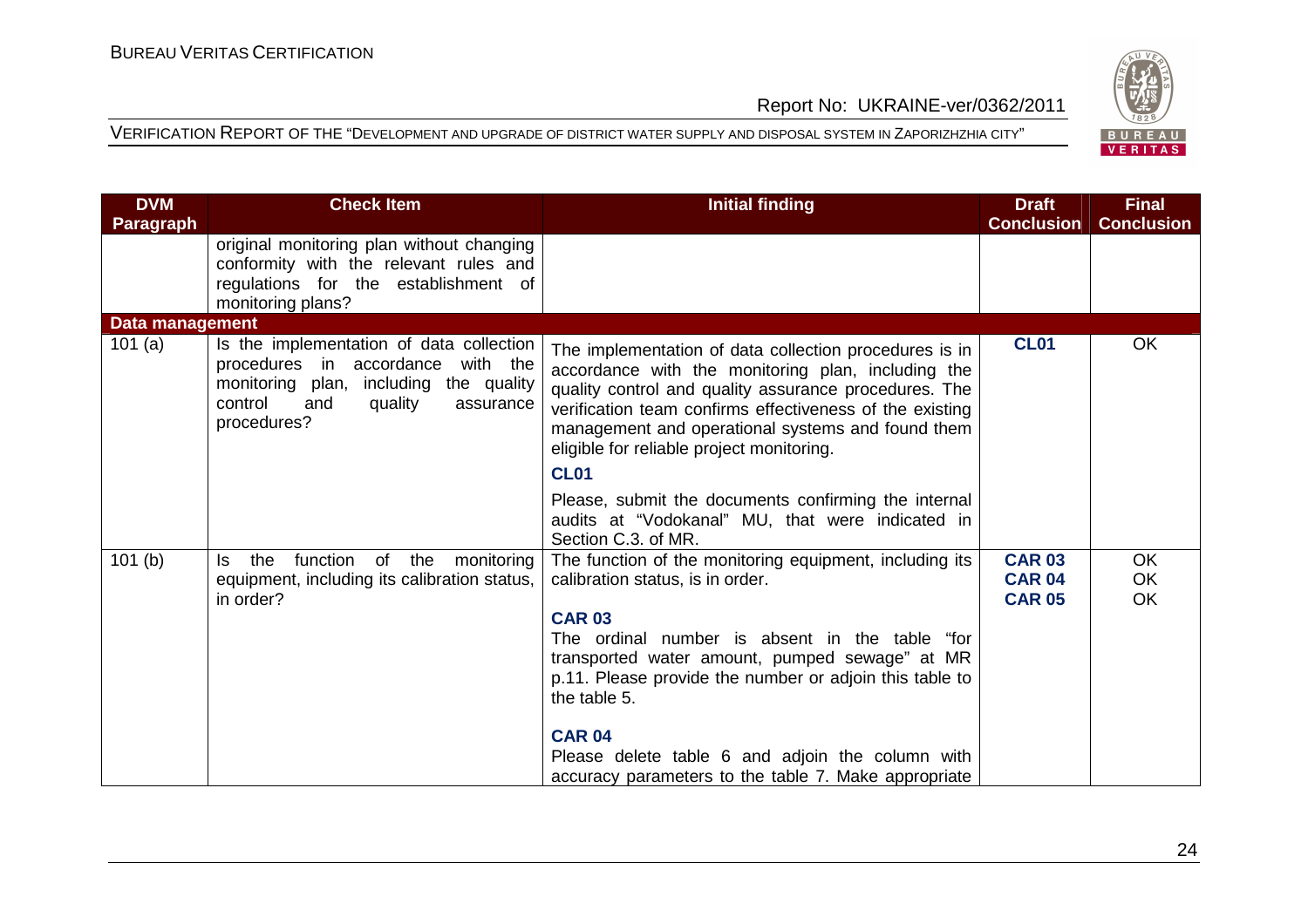| DVM Paragraph | Check Item | Initial finding | Draft Conclusion | Final Conclusion |
|---|---|---|---|---|
| | original monitoring plan without changing conformity with the relevant rules and regulations for the establishment of monitoring plans? | | | |
| **Data management** | | | | |
| 101 (a) | Is the implementation of data collection procedures in accordance with the monitoring plan, including the quality control and quality assurance procedures? | The implementation of data collection procedures is in accordance with the monitoring plan, including the quality control and quality assurance procedures. The verification team confirms effectiveness of the existing management and operational systems and found them eligible for reliable project monitoring.<br><br>**CL01**<br><br>Please, submit the documents confirming the internal audits at "Vodokanal" MU, that were indicated in Section C.3. of MR. | **CL01** | OK |
| 101 (b) | Is the function of the monitoring equipment, including its calibration status, in order? | The function of the monitoring equipment, including its calibration status, is in order.<br><br>**CAR 03**<br>The ordinal number is absent in the table "for transported water amount, pumped sewage" at MR p.11. Please provide the number or adjoin this table to the table 5.<br><br>**CAR 04**<br>Please delete table 6 and adjoin the column with accuracy parameters to the table 7. Make appropriate | **CAR 03**<br>**CAR 04**<br>**CAR 05** | OK<br>OK<br>OK |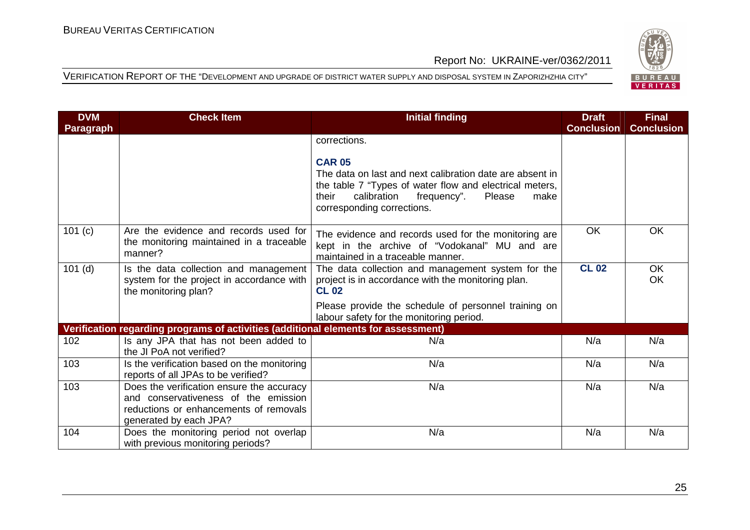| DVM Paragraph | Check Item | Initial finding | Draft Conclusion | Final Conclusion |
|---|---|---|---|---|
| | | corrections.<br><br>**CAR 05**<br>The data on last and next calibration date are absent in the table 7 "Types of water flow and electrical meters, their calibration frequency". Please make corresponding corrections. | | |
| 101 (c) | Are the evidence and records used for the monitoring maintained in a traceable manner? | The evidence and records used for the monitoring are kept in the archive of "Vodokanal" MU and are maintained in a traceable manner. | OK | OK |
| 101 (d) | Is the data collection and management system for the project in accordance with the monitoring plan? | The data collection and management system for the project is in accordance with the monitoring plan.<br>**CL 02**<br>Please provide the schedule of personnel training on labour safety for the monitoring period. | **CL 02** | OK<br>OK |
| **Verification regarding programs of activities (additional elements for assessment)** | | | | |
| 102 | Is any JPA that has not been added to the JI PoA not verified? | N/a | N/a | N/a |
| 103 | Is the verification based on the monitoring reports of all JPAs to be verified? | N/a | N/a | N/a |
| 103 | Does the verification ensure the accuracy and conservativeness of the emission reductions or enhancements of removals generated by each JPA? | N/a | N/a | N/a |
| 104 | Does the monitoring period not overlap with previous monitoring periods? | N/a | N/a | N/a |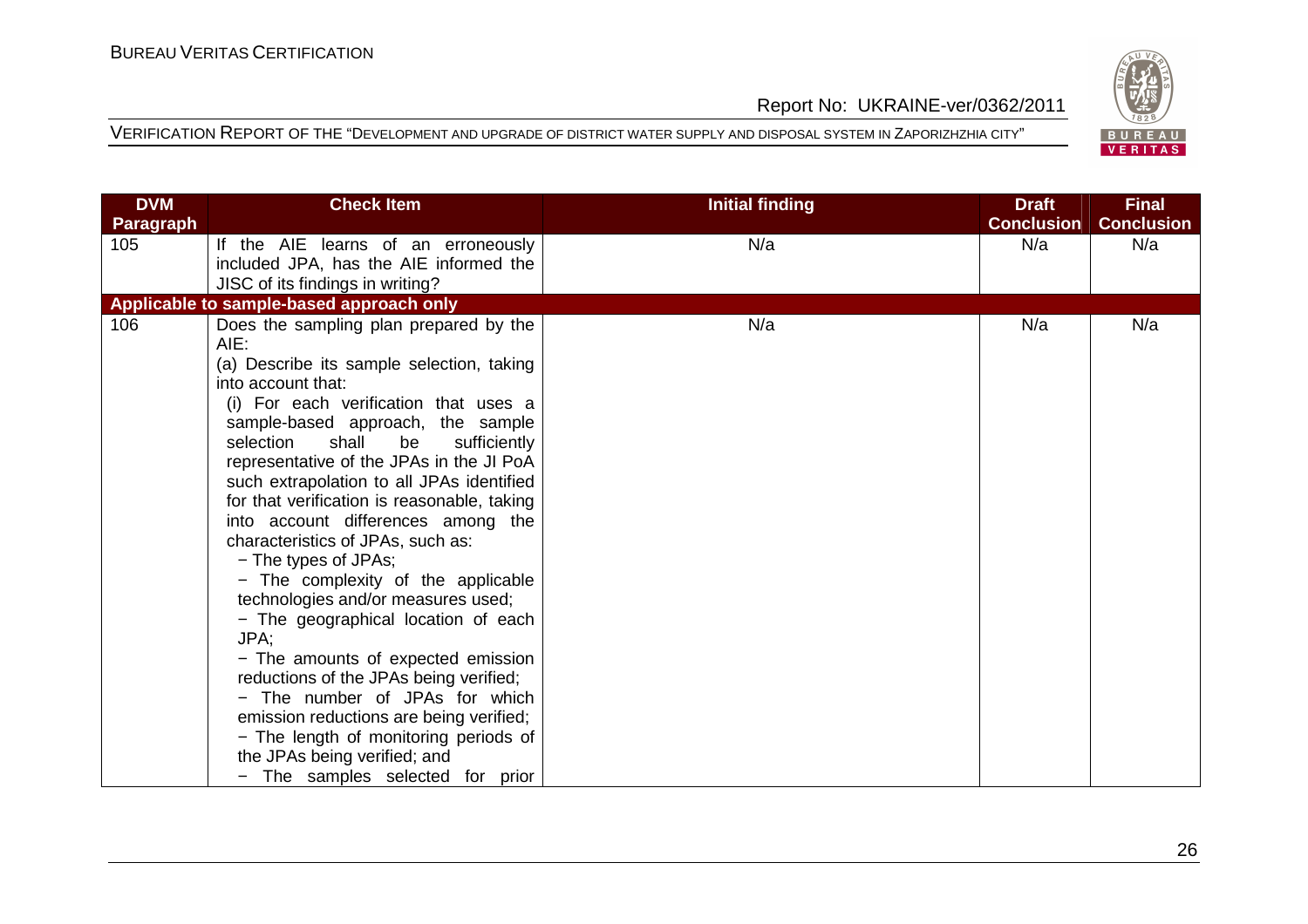| DVM Paragraph | Check Item | Initial finding | Draft Conclusion | Final Conclusion |
|---|---|---|---|---|
| 105 | If the AIE learns of an erroneously included JPA, has the AIE informed the JISC of its findings in writing? | N/a | N/a | N/a |
| **Applicable to sample-based approach only** | | | | |
| 106 | Does the sampling plan prepared by the AIE:<br>(a) Describe its sample selection, taking into account that:<br>(i) For each verification that uses a sample-based approach, the sample selection shall be sufficiently representative of the JPAs in the JI PoA such extrapolation to all JPAs identified for that verification is reasonable, taking into account differences among the characteristics of JPAs, such as:<br>− The types of JPAs;<br>− The complexity of the applicable technologies and/or measures used;<br>− The geographical location of each JPA;<br>− The amounts of expected emission reductions of the JPAs being verified;<br>− The number of JPAs for which emission reductions are being verified;<br>− The length of monitoring periods of the JPAs being verified; and<br>− The samples selected for prior | N/a | N/a | N/a |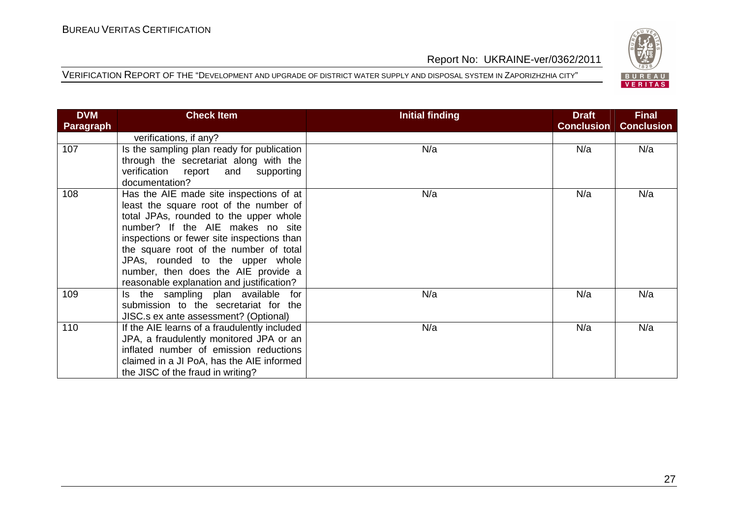| DVM Paragraph | Check Item | Initial finding | Draft Conclusion | Final Conclusion |
|---|---|---|---|---|
| | verifications, if any? | | | |
| 107 | Is the sampling plan ready for publication through the secretariat along with the verification report and supporting documentation? | N/a | N/a | N/a |
| 108 | Has the AIE made site inspections of at least the square root of the number of total JPAs, rounded to the upper whole number? If the AIE makes no site inspections or fewer site inspections than the square root of the number of total JPAs, rounded to the upper whole number, then does the AIE provide a reasonable explanation and justification? | N/a | N/a | N/a |
| 109 | Is the sampling plan available for submission to the secretariat for the JISC.s ex ante assessment? (Optional) | N/a | N/a | N/a |
| 110 | If the AIE learns of a fraudulently included JPA, a fraudulently monitored JPA or an inflated number of emission reductions claimed in a JI PoA, has the AIE informed the JISC of the fraud in writing? | N/a | N/a | N/a |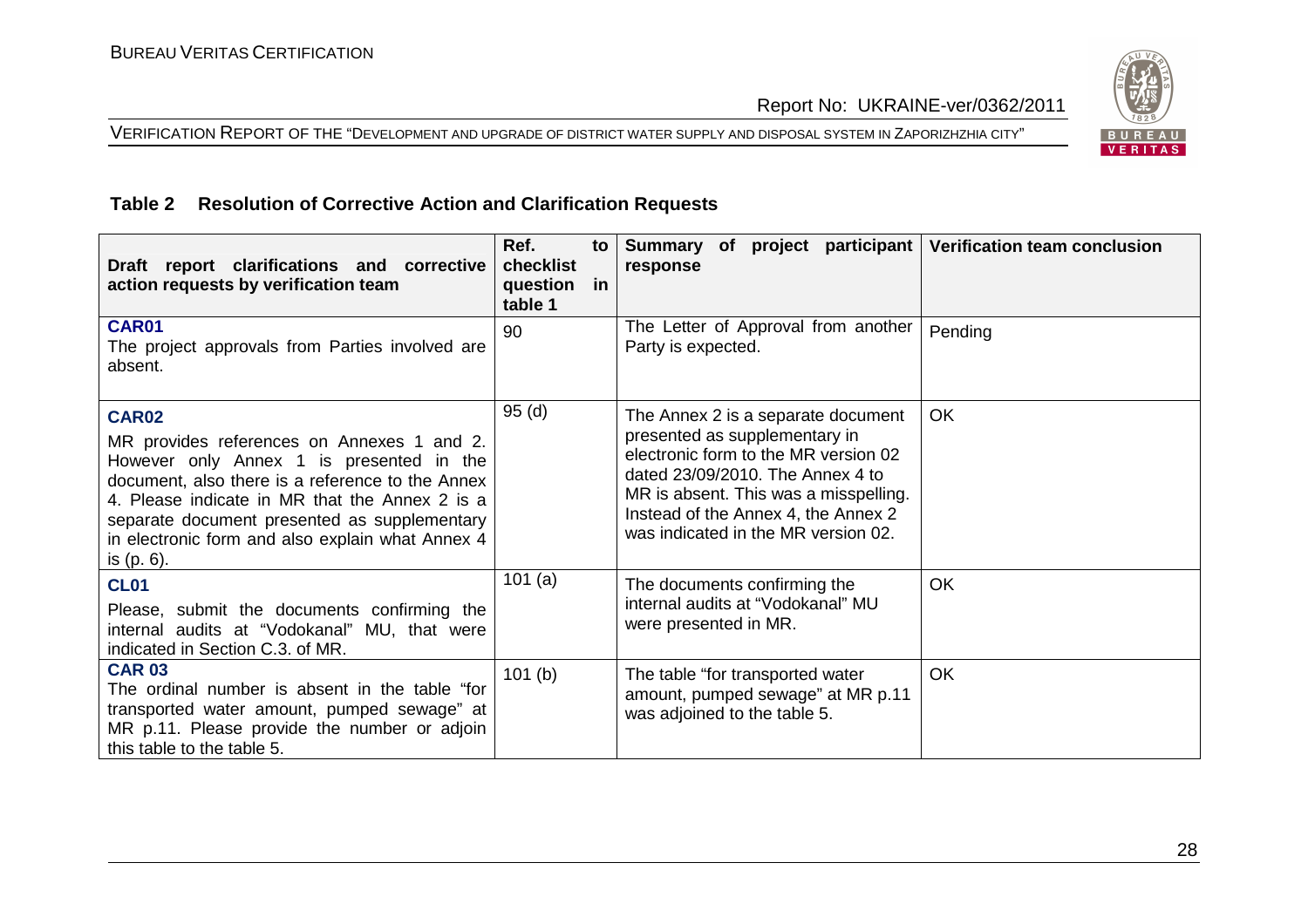## Table 2 Resolution of Corrective Action and Clarification Requests

| Draft report clarifications and corrective action requests by verification team | Ref. to checklist question in table 1 | Summary of project participant response | Verification team conclusion |
|---|---|---|---|
| **CAR01**<br>The project approvals from Parties involved are absent. | 90 | The Letter of Approval from another Party is expected. | Pending |
| **CAR02**<br>MR provides references on Annexes 1 and 2. However only Annex 1 is presented in the document, also there is a reference to the Annex 4. Please indicate in MR that the Annex 2 is a separate document presented as supplementary in electronic form and also explain what Annex 4 is (p. 6). | 95 (d) | The Annex 2 is a separate document presented as supplementary in electronic form to the MR version 02 dated 23/09/2010. The Annex 4 to MR is absent. This was a misspelling. Instead of the Annex 4, the Annex 2 was indicated in the MR version 02. | OK |
| **CL01**<br>Please, submit the documents confirming the internal audits at "Vodokanal" MU, that were indicated in Section C.3. of MR. | 101 (a) | The documents confirming the internal audits at "Vodokanal" MU were presented in MR. | OK |
| **CAR 03**<br>The ordinal number is absent in the table "for transported water amount, pumped sewage" at MR p.11. Please provide the number or adjoin this table to the table 5. | 101 (b) | The table "for transported water amount, pumped sewage" at MR p.11 was adjoined to the table 5. | OK |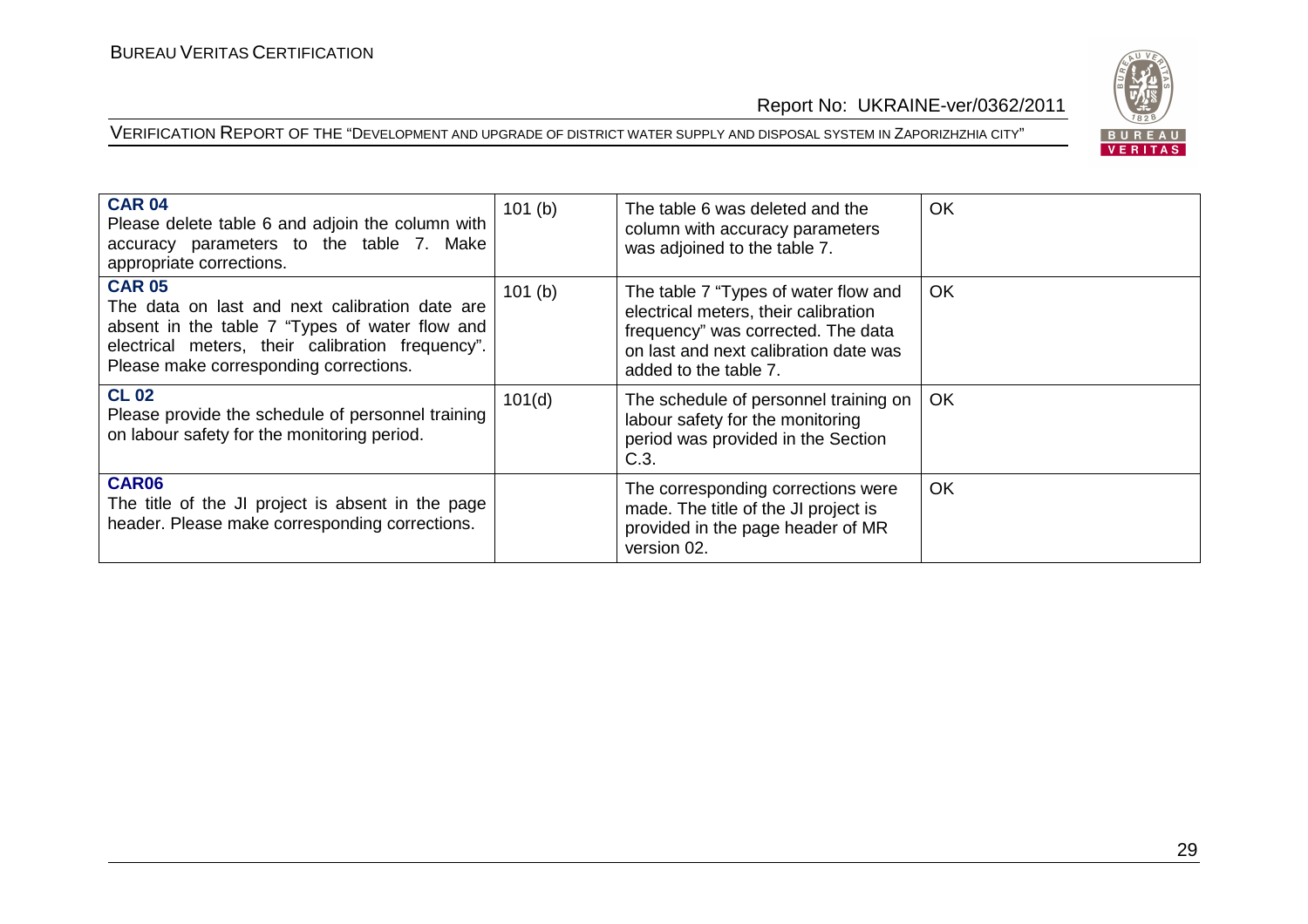| | | | |
|---|---|---|---|
| **CAR 04**<br>Please delete table 6 and adjoin the column with accuracy parameters to the table 7. Make appropriate corrections. | 101 (b) | The table 6 was deleted and the column with accuracy parameters was adjoined to the table 7. | OK |
| **CAR 05**<br>The data on last and next calibration date are absent in the table 7 "Types of water flow and electrical meters, their calibration frequency". Please make corresponding corrections. | 101 (b) | The table 7 "Types of water flow and electrical meters, their calibration frequency" was corrected. The data on last and next calibration date was added to the table 7. | OK |
| **CL 02**<br>Please provide the schedule of personnel training on labour safety for the monitoring period. | 101(d) | The schedule of personnel training on labour safety for the monitoring period was provided in the Section C.3. | OK |
| **CAR06**<br>The title of the JI project is absent in the page header. Please make corresponding corrections. | | The corresponding corrections were made. The title of the JI project is provided in the page header of MR version 02. | OK |